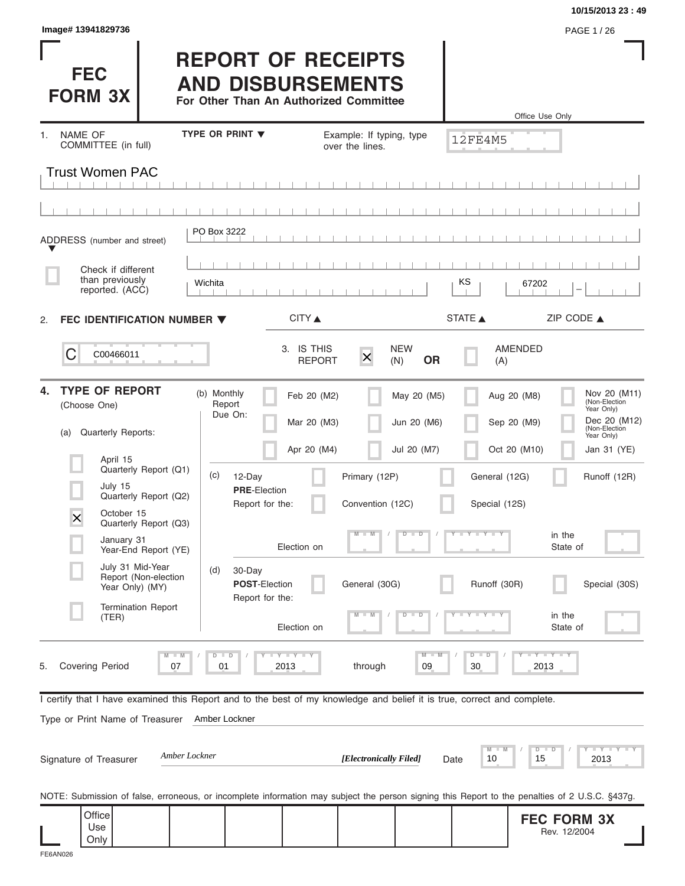Image# 13941829736

10/15/2013 23 : 49

# FEC FORM 3X

# REPORT OF RECEIPTS AND DISBURSEMENTS

**For Other Than An Authorized Committee**

Office Use Only

12FE4M5

1. NAME OF COMMITTEE (in full) — TYPE OR PRINT ▼ — Example: If typing, type over the lines.

Trust Women PAC

ADDRESS (number and street): PO Box 3222

☐ Check if different than previously reported. (ACC)

| CITY ▲ | STATE ▲ | ZIP CODE ▲ |
|---|---|---|
| Wichita | KS | 67202 |

2. **FEC IDENTIFICATION NUMBER ▼**

C00466011

3. IS THIS REPORT: ☒ NEW (N) **OR** ☐ AMENDED (A)

4. **TYPE OF REPORT** (Choose One)

(a) Quarterly Reports:

- ☐ April 15 Quarterly Report (Q1)
- ☐ July 15 Quarterly Report (Q2)
- ☒ October 15 Quarterly Report (Q3)
- ☐ January 31 Year-End Report (YE)
- ☐ July 31 Mid-Year Report (Non-election Year Only) (MY)
- ☐ Termination Report (TER)

(b) Monthly Report Due On:

| | | | |
|---|---|---|---|
| ☐ Feb 20 (M2) | ☐ May 20 (M5) | ☐ Aug 20 (M8) | ☐ Nov 20 (M11) (Non-Election Year Only) |
| ☐ Mar 20 (M3) | ☐ Jun 20 (M6) | ☐ Sep 20 (M9) | ☐ Dec 20 (M12) (Non-Election Year Only) |
| ☐ Apr 20 (M4) | ☐ Jul 20 (M7) | ☐ Oct 20 (M10) | ☐ Jan 31 (YE) |

(c) 12-Day **PRE**-Election Report for the: ☐ Primary (12P) ☐ General (12G) ☐ Runoff (12R) ☐ Convention (12C) ☐ Special (12S)

Election on MM / DD / YYYY in the State of

(d) 30-Day **POST**-Election Report for the: ☐ General (30G) ☐ Runoff (30R) ☐ Special (30S)

Election on MM / DD / YYYY in the State of

5. Covering Period 07 / 01 / 2013 through 09 / 30 / 2013

I certify that I have examined this Report and to the best of my knowledge and belief it is true, correct and complete.

Type or Print Name of Treasurer: Amber Lockner

Signature of Treasurer: *Amber Lockner* ***[Electronically Filed]*** Date 10 / 15 / 2013

NOTE: Submission of false, erroneous, or incomplete information may subject the person signing this Report to the penalties of 2 U.S.C. §437g.

Office Use Only

**FEC FORM 3X**
Rev. 12/2004

FE6AN026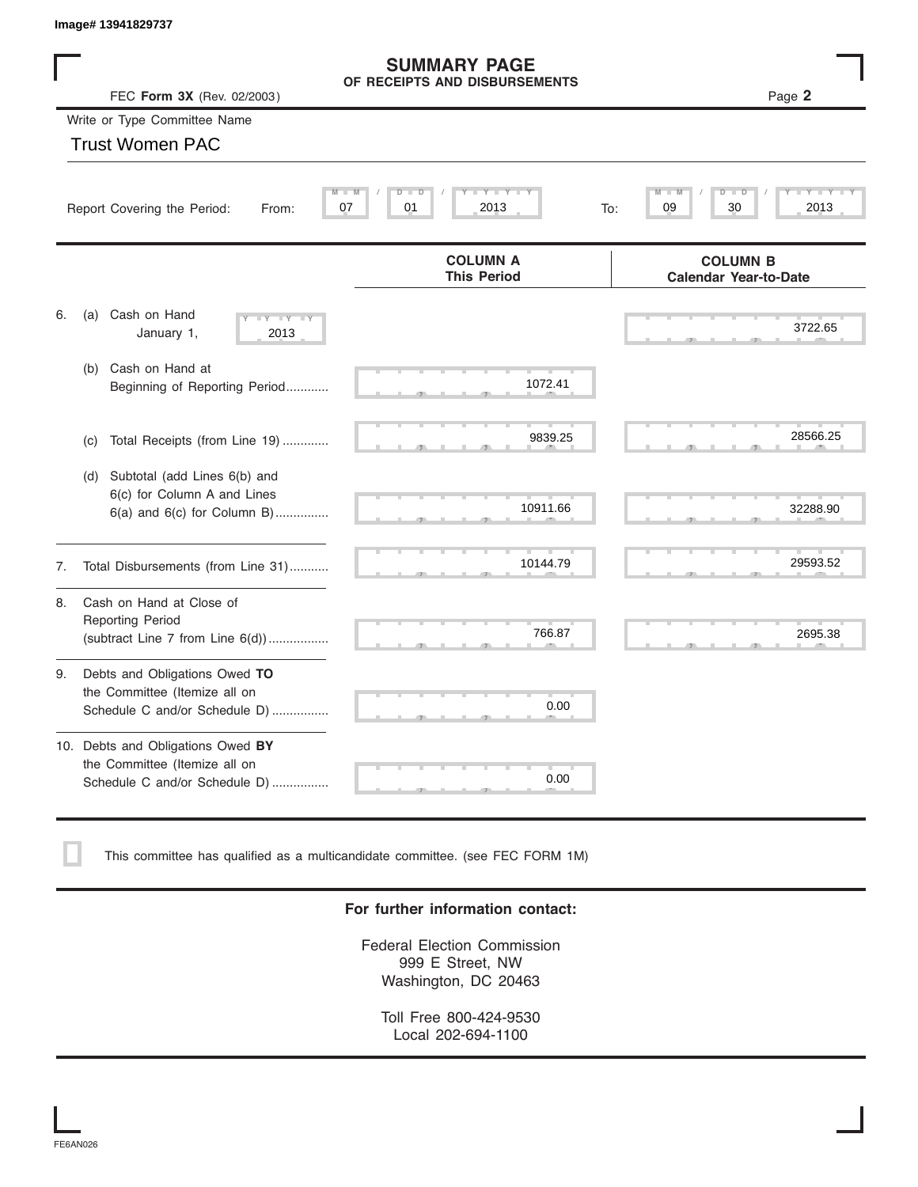Image# 13941829737

# SUMMARY PAGE
## OF RECEIPTS AND DISBURSEMENTS

FEC **Form 3X** (Rev. 02/2003)

Write or Type Committee Name

Trust Women PAC

Report Covering the Period: From: 07 / 01 / 2013 To: 09 / 30 / 2013

| | | COLUMN A This Period | COLUMN B Calendar Year-to-Date |
|---|---|---|---|
| 6. | (a) Cash on Hand January 1, 2013 | | 3722.65 |
| | (b) Cash on Hand at Beginning of Reporting Period............ | 1072.41 | |
| | (c) Total Receipts (from Line 19) ............. | 9839.25 | 28566.25 |
| | (d) Subtotal (add Lines 6(b) and 6(c) for Column A and Lines 6(a) and 6(c) for Column B)............... | 10911.66 | 32288.90 |
| 7. | Total Disbursements (from Line 31)........... | 10144.79 | 29593.52 |
| 8. | Cash on Hand at Close of Reporting Period (subtract Line 7 from Line 6(d))................. | 766.87 | 2695.38 |
| 9. | Debts and Obligations Owed **TO** the Committee (Itemize all on Schedule C and/or Schedule D) ................ | 0.00 | |
| 10. | Debts and Obligations Owed **BY** the Committee (Itemize all on Schedule C and/or Schedule D) ................ | 0.00 | |

☐ This committee has qualified as a multicandidate committee. (see FEC FORM 1M)

**For further information contact:**

Federal Election Commission
999 E Street, NW
Washington, DC 20463

Toll Free 800-424-9530
Local 202-694-1100

FE6AN026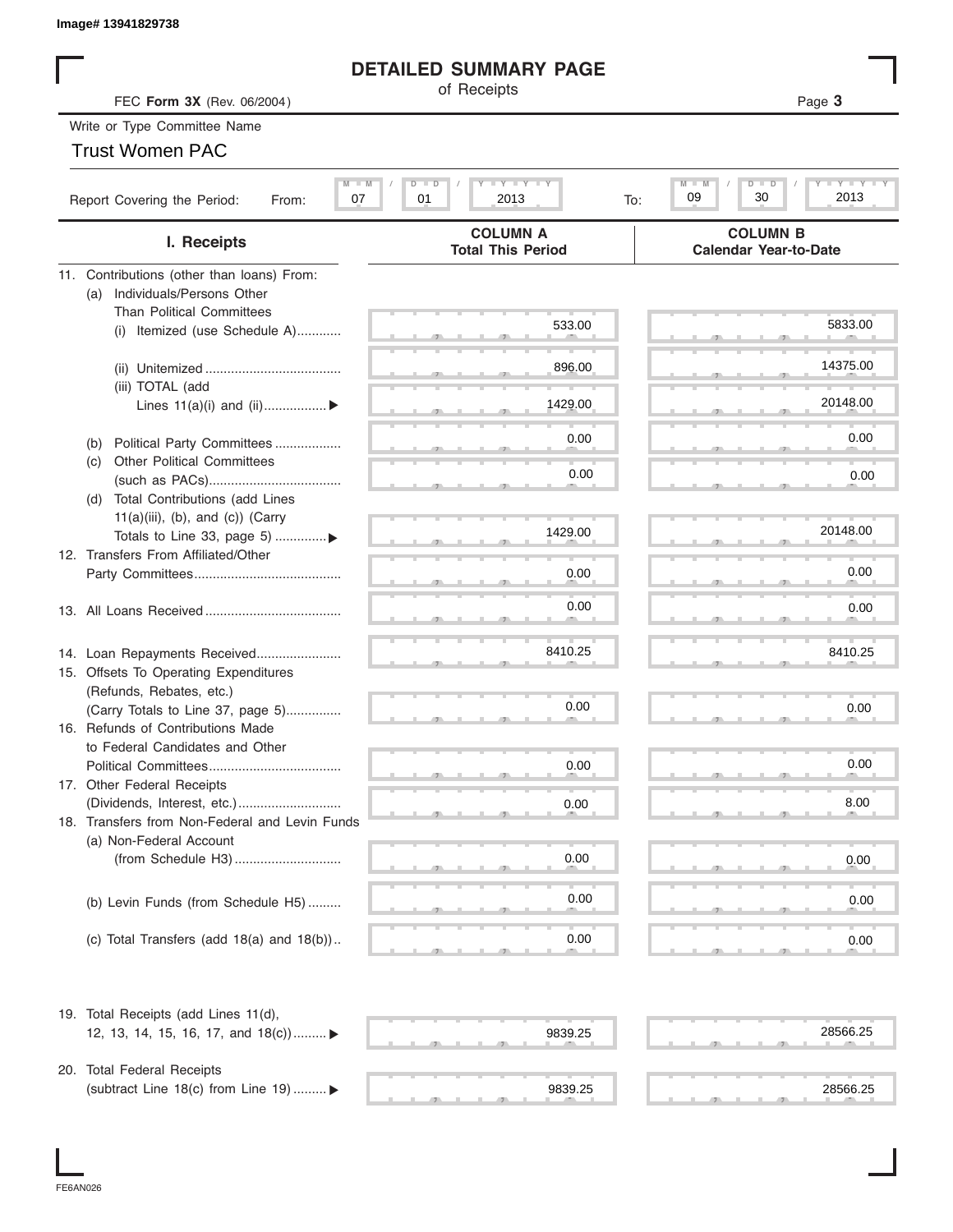Image# 13941829738

# DETAILED SUMMARY PAGE

of Receipts

FEC **Form 3X** (Rev. 06/2004)

Write or Type Committee Name

Trust Women PAC

Report Covering the Period: From: 07 / 01 / 2013 To: 09 / 30 / 2013

| I. Receipts | COLUMN A Total This Period | COLUMN B Calendar Year-to-Date |
|---|---|---|
| 11. Contributions (other than loans) From: | | |
| (a) Individuals/Persons Other Than Political Committees | | |
| (i) Itemized (use Schedule A)............ | 533.00 | 5833.00 |
| (ii) Unitemized ..................................... | 896.00 | 14375.00 |
| (iii) TOTAL (add Lines 11(a)(i) and (ii)................. ▶ | 1429.00 | 20148.00 |
| (b) Political Party Committees .................. | 0.00 | 0.00 |
| (c) Other Political Committees (such as PACs).................................... | 0.00 | 0.00 |
| (d) Total Contributions (add Lines 11(a)(iii), (b), and (c)) (Carry Totals to Line 33, page 5) .............▶ | 1429.00 | 20148.00 |
| 12. Transfers From Affiliated/Other Party Committees........................................ | 0.00 | 0.00 |
| 13. All Loans Received ..................................... | 0.00 | 0.00 |
| 14. Loan Repayments Received....................... | 8410.25 | 8410.25 |
| 15. Offsets To Operating Expenditures (Refunds, Rebates, etc.) (Carry Totals to Line 37, page 5)............... | 0.00 | 0.00 |
| 16. Refunds of Contributions Made to Federal Candidates and Other Political Committees.................................... | 0.00 | 0.00 |
| 17. Other Federal Receipts (Dividends, Interest, etc.)............................ | 0.00 | 8.00 |
| 18. Transfers from Non-Federal and Levin Funds | | |
| (a) Non-Federal Account (from Schedule H3)............................. | 0.00 | 0.00 |
| (b) Levin Funds (from Schedule H5) ......... | 0.00 | 0.00 |
| (c) Total Transfers (add 18(a) and 18(b)).. | 0.00 | 0.00 |
| 19. Total Receipts (add Lines 11(d), 12, 13, 14, 15, 16, 17, and 18(c))......... ▶ | 9839.25 | 28566.25 |
| 20. Total Federal Receipts (subtract Line 18(c) from Line 19) ......... ▶ | 9839.25 | 28566.25 |

FE6AN026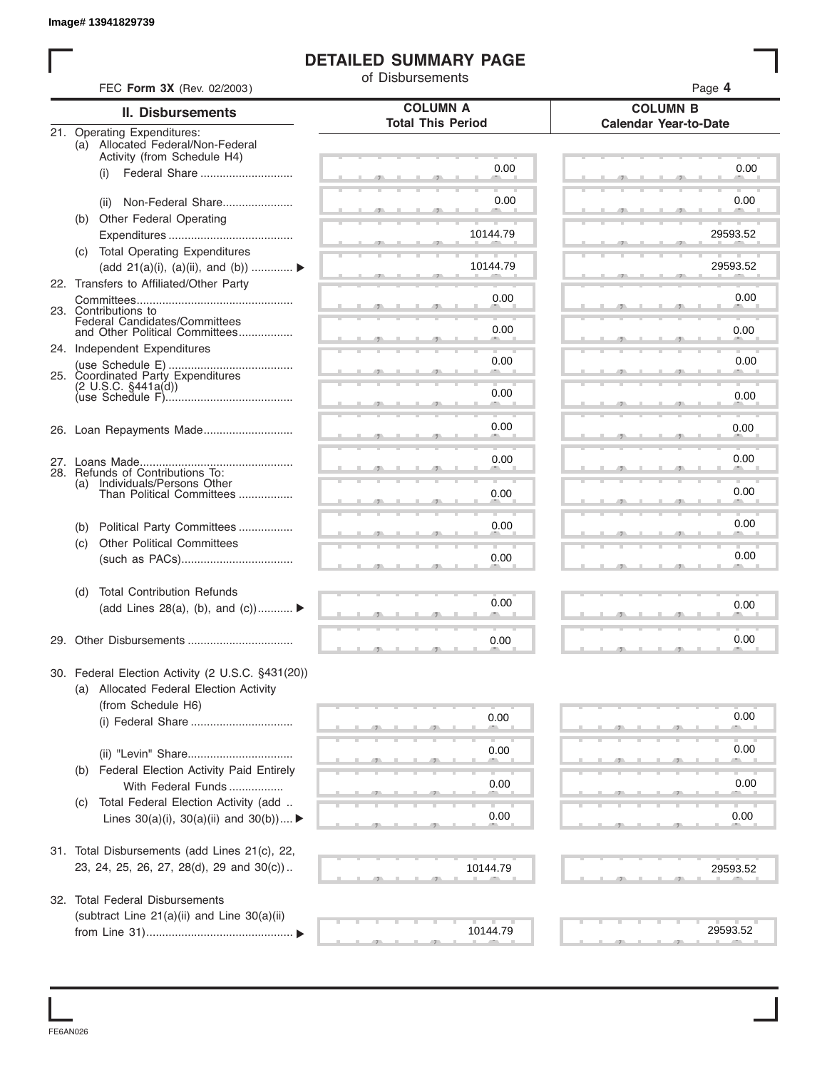Image# 13941829739

# DETAILED SUMMARY PAGE

of Disbursements

FEC **Form 3X** (Rev. 02/2003)

| II. Disbursements | COLUMN A Total This Period | COLUMN B Calendar Year-to-Date |
|---|---|---|
| 21. Operating Expenditures: (a) Allocated Federal/Non-Federal Activity (from Schedule H4) | | |
| (i) Federal Share | 0.00 | 0.00 |
| (ii) Non-Federal Share | 0.00 | 0.00 |
| (b) Other Federal Operating Expenditures | 10144.79 | 29593.52 |
| (c) Total Operating Expenditures (add 21(a)(i), (a)(ii), and (b)) ▶ | 10144.79 | 29593.52 |
| 22. Transfers to Affiliated/Other Party Committees | 0.00 | 0.00 |
| 23. Contributions to Federal Candidates/Committees and Other Political Committees | 0.00 | 0.00 |
| 24. Independent Expenditures (use Schedule E) | 0.00 | 0.00 |
| 25. Coordinated Party Expenditures (2 U.S.C. §441a(d)) (use Schedule F) | 0.00 | 0.00 |
| 26. Loan Repayments Made | 0.00 | 0.00 |
| 27. Loans Made | 0.00 | 0.00 |
| 28. Refunds of Contributions To: (a) Individuals/Persons Other Than Political Committees | 0.00 | 0.00 |
| (b) Political Party Committees | 0.00 | 0.00 |
| (c) Other Political Committees (such as PACs) | 0.00 | 0.00 |
| (d) Total Contribution Refunds (add Lines 28(a), (b), and (c)) ▶ | 0.00 | 0.00 |
| 29. Other Disbursements | 0.00 | 0.00 |
| 30. Federal Election Activity (2 U.S.C. §431(20)) (a) Allocated Federal Election Activity (from Schedule H6) | | |
| (i) Federal Share | 0.00 | 0.00 |
| (ii) "Levin" Share | 0.00 | 0.00 |
| (b) Federal Election Activity Paid Entirely With Federal Funds | 0.00 | 0.00 |
| (c) Total Federal Election Activity (add Lines 30(a)(i), 30(a)(ii) and 30(b)) ▶ | 0.00 | 0.00 |
| 31. Total Disbursements (add Lines 21(c), 22, 23, 24, 25, 26, 27, 28(d), 29 and 30(c)) | 10144.79 | 29593.52 |
| 32. Total Federal Disbursements (subtract Line 21(a)(ii) and Line 30(a)(ii) from Line 31) ▶ | 10144.79 | 29593.52 |

FE6AN026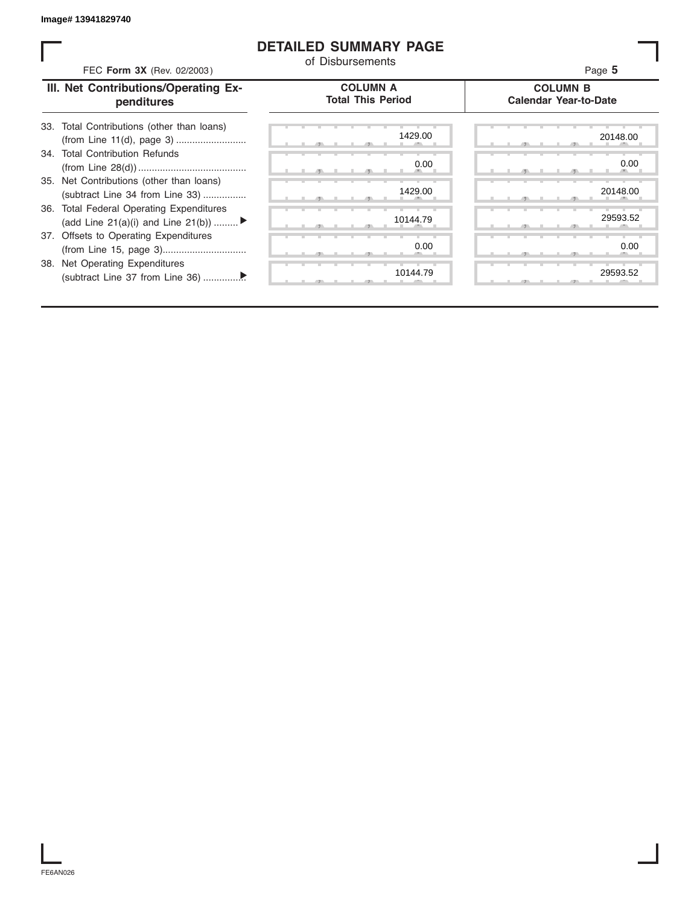Image# 13941829740

# DETAILED SUMMARY PAGE

of Disbursements

FEC **Form 3X** (Rev. 02/2003)

| III. Net Contributions/Operating Expenditures | COLUMN A Total This Period | COLUMN B Calendar Year-to-Date |
|---|---|---|
| 33. Total Contributions (other than loans) (from Line 11(d), page 3) | 1429.00 | 20148.00 |
| 34. Total Contribution Refunds (from Line 28(d)) | 0.00 | 0.00 |
| 35. Net Contributions (other than loans) (subtract Line 34 from Line 33) | 1429.00 | 20148.00 |
| 36. Total Federal Operating Expenditures (add Line 21(a)(i) and Line 21(b)) ▶ | 10144.79 | 29593.52 |
| 37. Offsets to Operating Expenditures (from Line 15, page 3) | 0.00 | 0.00 |
| 38. Net Operating Expenditures (subtract Line 37 from Line 36) ▶ | 10144.79 | 29593.52 |

FE6AN026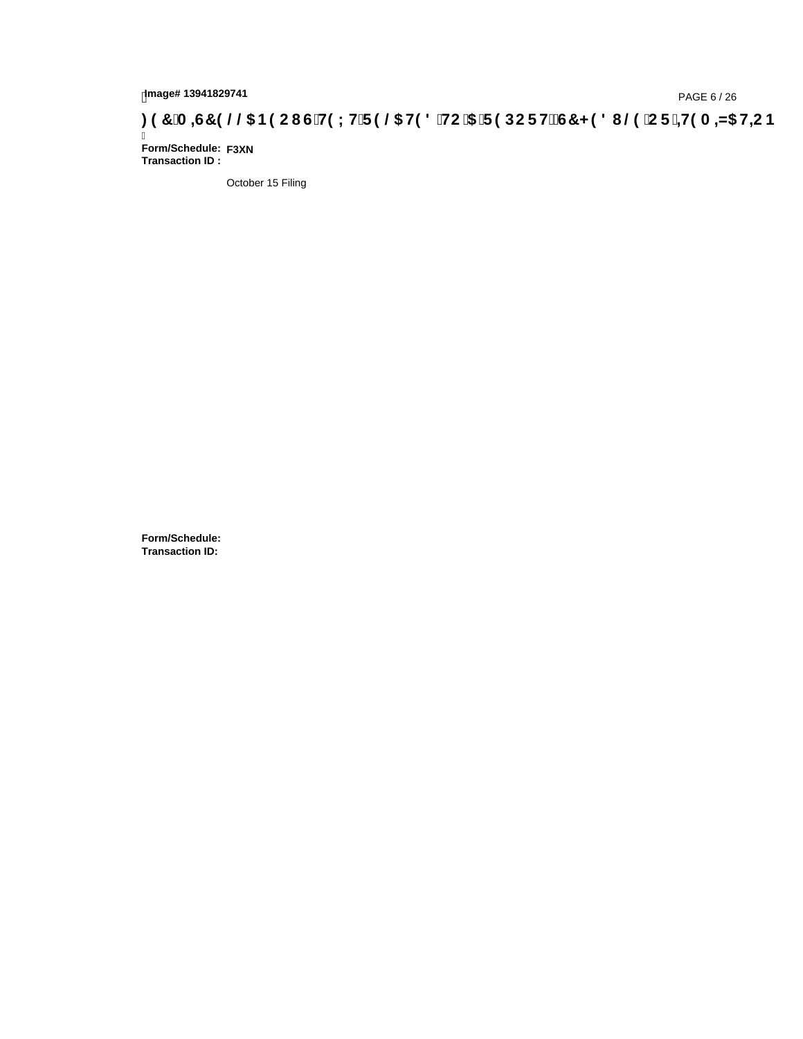**) ( &0 ,6&( / / $1 ( 2 8 6 7( ; 7 5 ( / $ 7( ' 72 $ 5 ( 3 2 5 7 6 &+ ( ' 8 / ( 2 5 ,7( 0 ,=$ 7,2 1**

**Form/Schedule:** **F3XN**
**Transaction ID :**

October 15 Filing

**Form/Schedule:**
**Transaction ID:**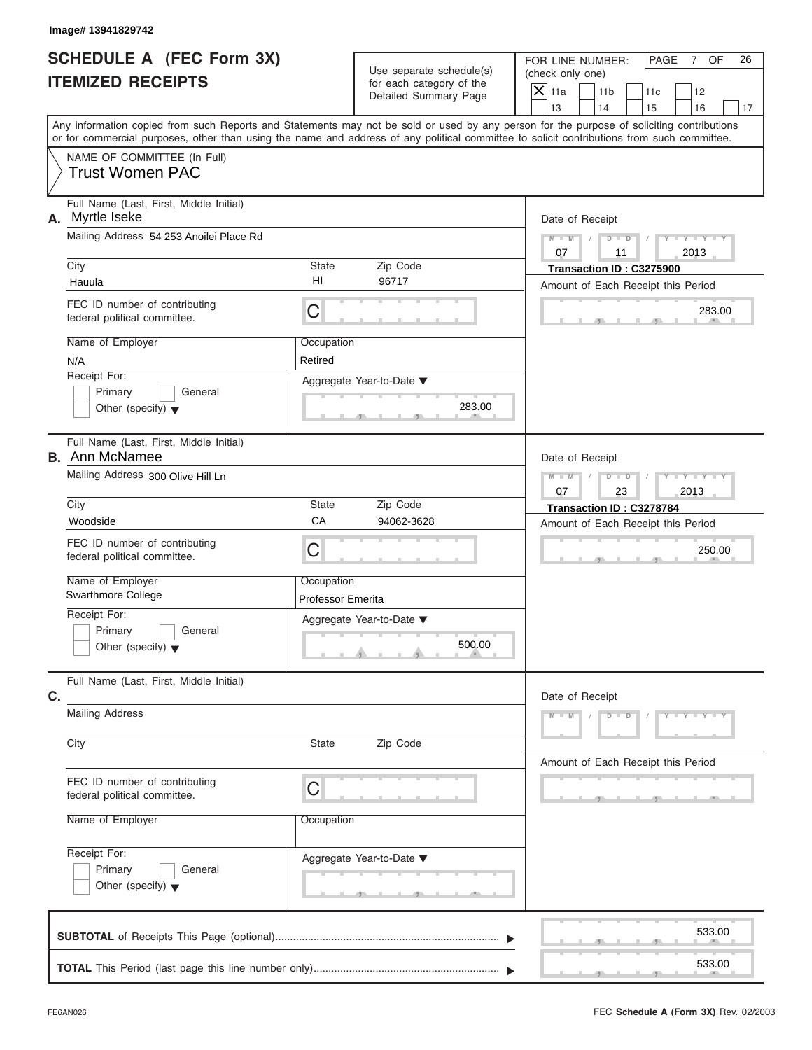Image# 13941829742

# SCHEDULE A (FEC Form 3X)
# ITEMIZED RECEIPTS

Use separate schedule(s) for each category of the Detailed Summary Page

FOR LINE NUMBER: (check only one)

- [X] 11a
- [ ] 11b
- [ ] 11c
- [ ] 12
- [ ] 13
- [ ] 14
- [ ] 15
- [ ] 16
- [ ] 17

Any information copied from such Reports and Statements may not be sold or used by any person for the purpose of soliciting contributions or for commercial purposes, other than using the name and address of any political committee to solicit contributions from such committee.

NAME OF COMMITTEE (In Full)
**Trust Women PAC**

---

**A.** Full Name (Last, First, Middle Initial): Myrtle Iseke

Mailing Address: 54 253 Anoilei Place Rd

City: Hauula | State: HI | Zip Code: 96717

FEC ID number of contributing federal political committee: C

Name of Employer: N/A

Occupation: Retired

Receipt For: Primary / General / Other (specify)

Date of Receipt: 07 / 11 / 2013

Transaction ID : C3275900

Amount of Each Receipt this Period: 283.00

Aggregate Year-to-Date: 283.00

---

**B.** Full Name (Last, First, Middle Initial): Ann McNamee

Mailing Address: 300 Olive Hill Ln

City: Woodside | State: CA | Zip Code: 94062-3628

FEC ID number of contributing federal political committee: C

Name of Employer: Swarthmore College

Occupation: Professor Emerita

Receipt For: Primary / General / Other (specify)

Date of Receipt: 07 / 23 / 2013

Transaction ID : C3278784

Amount of Each Receipt this Period: 250.00

Aggregate Year-to-Date: 500.00

---

**C.** Full Name (Last, First, Middle Initial):

Mailing Address:

City: | State: | Zip Code:

FEC ID number of contributing federal political committee: C

Name of Employer:

Occupation:

Receipt For: Primary / General / Other (specify)

Date of Receipt:

Amount of Each Receipt this Period:

Aggregate Year-to-Date:

---

**SUBTOTAL** of Receipts This Page (optional): 533.00

**TOTAL** This Period (last page this line number only): 533.00

FE6AN026

FEC **Schedule A** (Form 3X) Rev. 02/2003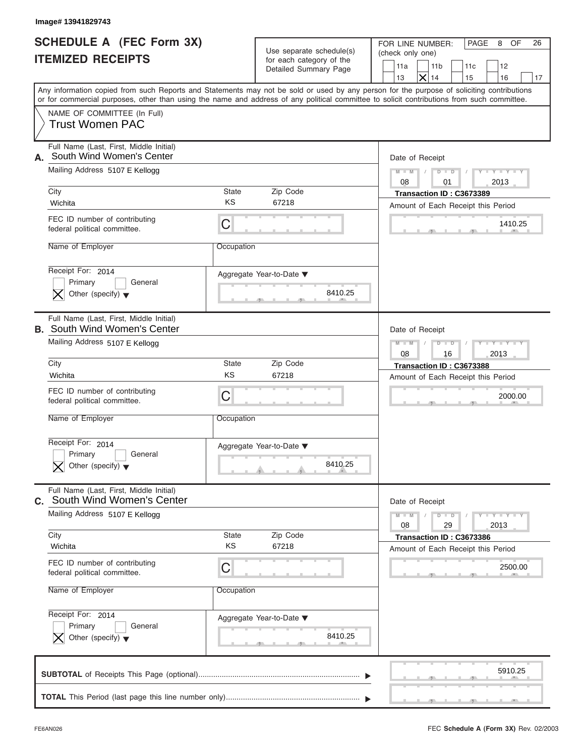Image# 13941829743

# SCHEDULE A (FEC Form 3X)
# ITEMIZED RECEIPTS

Use separate schedule(s) for each category of the Detailed Summary Page

FOR LINE NUMBER: (check only one)

- [ ] 11a
- [ ] 11b
- [ ] 11c
- [ ] 12
- [ ] 13
- [X] 14
- [ ] 15
- [ ] 16
- [ ] 17

PAGE 8 OF 26

Any information copied from such Reports and Statements may not be sold or used by any person for the purpose of soliciting contributions or for commercial purposes, other than using the name and address of any political committee to solicit contributions from such committee.

NAME OF COMMITTEE (In Full)
**Trust Women PAC**

---

**A.** Full Name (Last, First, Middle Initial): South Wind Women's Center

Mailing Address: 5107 E Kellogg

City: Wichita | State: KS | Zip Code: 67218

FEC ID number of contributing federal political committee: C

Name of Employer:

Occupation:

Receipt For: 2014
- [ ] Primary
- [ ] General
- [X] Other (specify)

Aggregate Year-to-Date: 8410.25

Date of Receipt: 08 / 01 / 2013

Transaction ID : C3673389

Amount of Each Receipt this Period: 1410.25

---

**B.** Full Name (Last, First, Middle Initial): South Wind Women's Center

Mailing Address: 5107 E Kellogg

City: Wichita | State: KS | Zip Code: 67218

FEC ID number of contributing federal political committee: C

Name of Employer:

Occupation:

Receipt For: 2014
- [ ] Primary
- [ ] General
- [X] Other (specify)

Aggregate Year-to-Date: 8410.25

Date of Receipt: 08 / 16 / 2013

Transaction ID : C3673388

Amount of Each Receipt this Period: 2000.00

---

**C.** Full Name (Last, First, Middle Initial): South Wind Women's Center

Mailing Address: 5107 E Kellogg

City: Wichita | State: KS | Zip Code: 67218

FEC ID number of contributing federal political committee: C

Name of Employer:

Occupation:

Receipt For: 2014
- [ ] Primary
- [ ] General
- [X] Other (specify)

Aggregate Year-to-Date: 8410.25

Date of Receipt: 08 / 29 / 2013

Transaction ID : C3673386

Amount of Each Receipt this Period: 2500.00

---

**SUBTOTAL** of Receipts This Page (optional): 5910.25

**TOTAL** This Period (last page this line number only):

FE6AN026

FEC **Schedule A** (Form 3X) Rev. 02/2003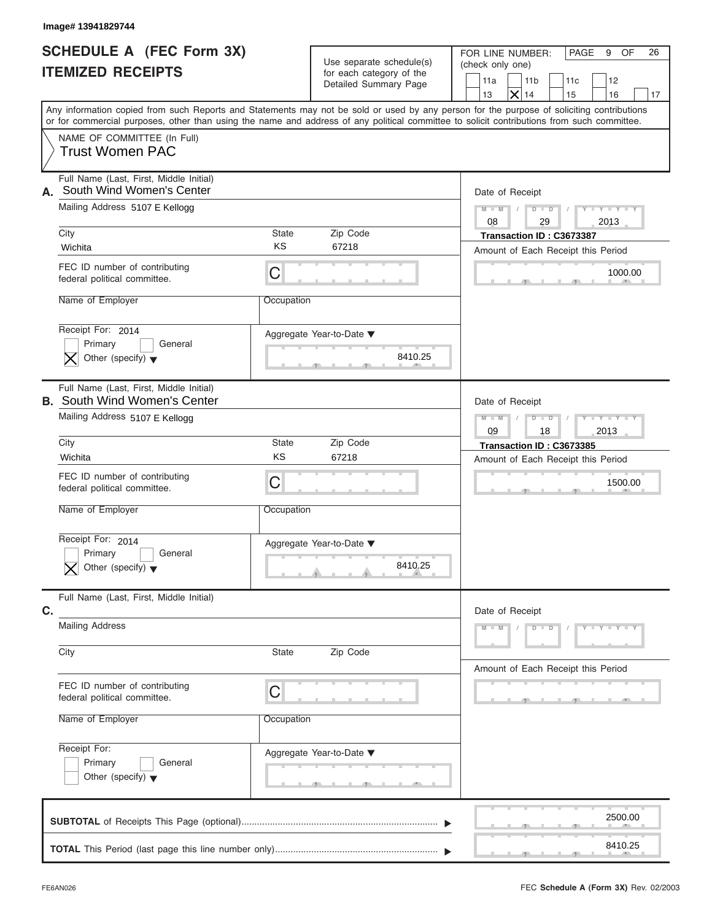Image# 13941829744

# SCHEDULE A (FEC Form 3X)
# ITEMIZED RECEIPTS

Use separate schedule(s) for each category of the Detailed Summary Page

FOR LINE NUMBER: (check only one)

| | | | | |
|---|---|---|---|---|
| [ ] 11a | [ ] 11b | [ ] 11c | [ ] 12 | |
| [ ] 13 | [X] 14 | [ ] 15 | [ ] 16 | [ ] 17 |

PAGE 9 OF 26

Any information copied from such Reports and Statements may not be sold or used by any person for the purpose of soliciting contributions or for commercial purposes, other than using the name and address of any political committee to solicit contributions from such committee.

NAME OF COMMITTEE (In Full)
Trust Women PAC

---

**A.** Full Name (Last, First, Middle Initial): South Wind Women's Center

Mailing Address: 5107 E Kellogg

City: Wichita | State: KS | Zip Code: 67218

FEC ID number of contributing federal political committee: C

Name of Employer:

Occupation:

Receipt For: 2014
[ ] Primary [ ] General
[X] Other (specify)

Aggregate Year-to-Date: 8410.25

Date of Receipt: 08 / 29 / 2013

Transaction ID : C3673387

Amount of Each Receipt this Period: 1000.00

---

**B.** Full Name (Last, First, Middle Initial): South Wind Women's Center

Mailing Address: 5107 E Kellogg

City: Wichita | State: KS | Zip Code: 67218

FEC ID number of contributing federal political committee: C

Name of Employer:

Occupation:

Receipt For: 2014
[ ] Primary [ ] General
[X] Other (specify)

Aggregate Year-to-Date: 8410.25

Date of Receipt: 09 / 18 / 2013

Transaction ID : C3673385

Amount of Each Receipt this Period: 1500.00

---

**C.** Full Name (Last, First, Middle Initial):

Mailing Address:

City: | State: | Zip Code:

FEC ID number of contributing federal political committee: C

Name of Employer:

Occupation:

Receipt For:
[ ] Primary [ ] General
[ ] Other (specify)

Aggregate Year-to-Date:

Date of Receipt:

Amount of Each Receipt this Period:

---

**SUBTOTAL** of Receipts This Page (optional): 2500.00

**TOTAL** This Period (last page this line number only): 8410.25

FE6AN026

FEC **Schedule A** (Form 3X) Rev. 02/2003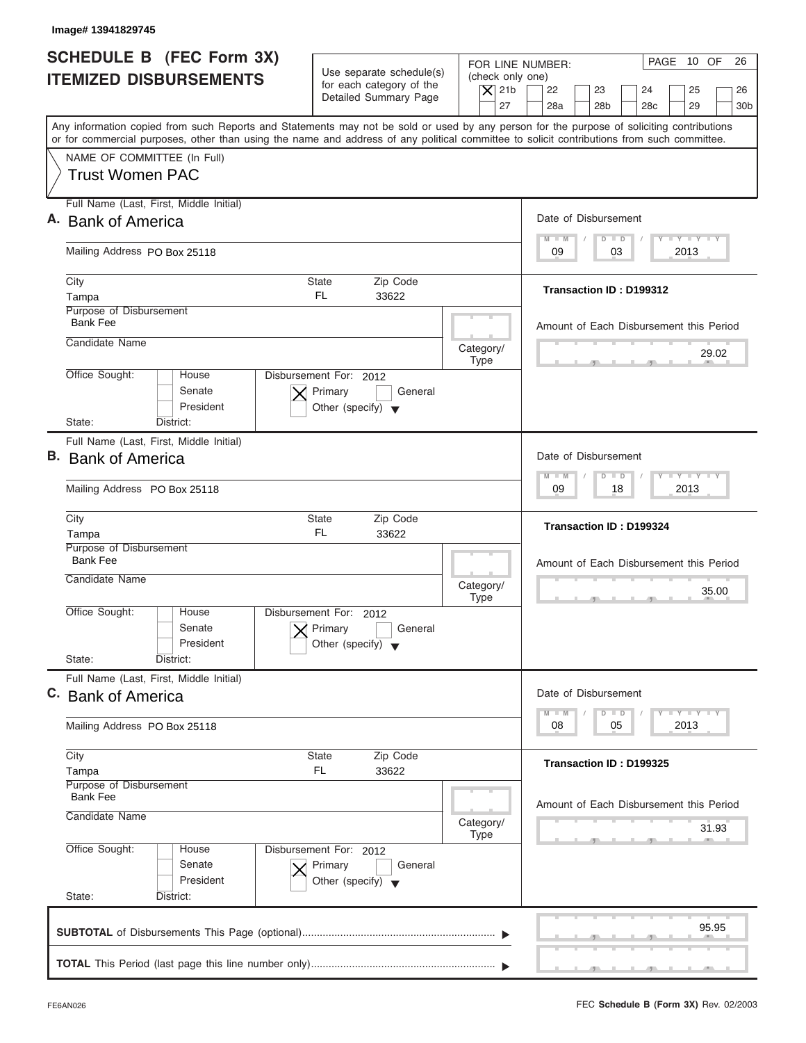Image# 13941829745

# SCHEDULE B (FEC Form 3X) ITEMIZED DISBURSEMENTS

Use separate schedule(s) for each category of the Detailed Summary Page

FOR LINE NUMBER: (check only one)

[X] 21b [ ] 22 [ ] 23 [ ] 24 [ ] 25 [ ] 26 [ ] 27 [ ] 28a [ ] 28b [ ] 28c [ ] 29 [ ] 30b

PAGE 10 OF 26

Any information copied from such Reports and Statements may not be sold or used by any person for the purpose of soliciting contributions or for commercial purposes, other than using the name and address of any political committee to solicit contributions from such committee.

NAME OF COMMITTEE (In Full)

Trust Women PAC

---

**A.** Full Name (Last, First, Middle Initial): Bank of America

Mailing Address: PO Box 25118

City: Tampa | State: FL | Zip Code: 33622

Purpose of Disbursement: Bank Fee

Candidate Name:

Category/Type:

Office Sought: [ ] House [ ] Senate [ ] President

State: District:

Disbursement For: 2012 [X] Primary [ ] General [ ] Other (specify)

Date of Disbursement: 09/03/2013

Transaction ID : D199312

Amount of Each Disbursement this Period: 29.02

---

**B.** Full Name (Last, First, Middle Initial): Bank of America

Mailing Address: PO Box 25118

City: Tampa | State: FL | Zip Code: 33622

Purpose of Disbursement: Bank Fee

Candidate Name:

Category/Type:

Office Sought: [ ] House [ ] Senate [ ] President

State: District:

Disbursement For: 2012 [X] Primary [ ] General [ ] Other (specify)

Date of Disbursement: 09/18/2013

Transaction ID : D199324

Amount of Each Disbursement this Period: 35.00

---

**C.** Full Name (Last, First, Middle Initial): Bank of America

Mailing Address: PO Box 25118

City: Tampa | State: FL | Zip Code: 33622

Purpose of Disbursement: Bank Fee

Candidate Name:

Category/Type:

Office Sought: [ ] House [ ] Senate [ ] President

State: District:

Disbursement For: 2012 [X] Primary [ ] General [ ] Other (specify)

Date of Disbursement: 08/05/2013

Transaction ID : D199325

Amount of Each Disbursement this Period: 31.93

---

**SUBTOTAL** of Disbursements This Page (optional): 95.95

**TOTAL** This Period (last page this line number only):

FE6AN026

FEC **Schedule B (Form 3X)** Rev. 02/2003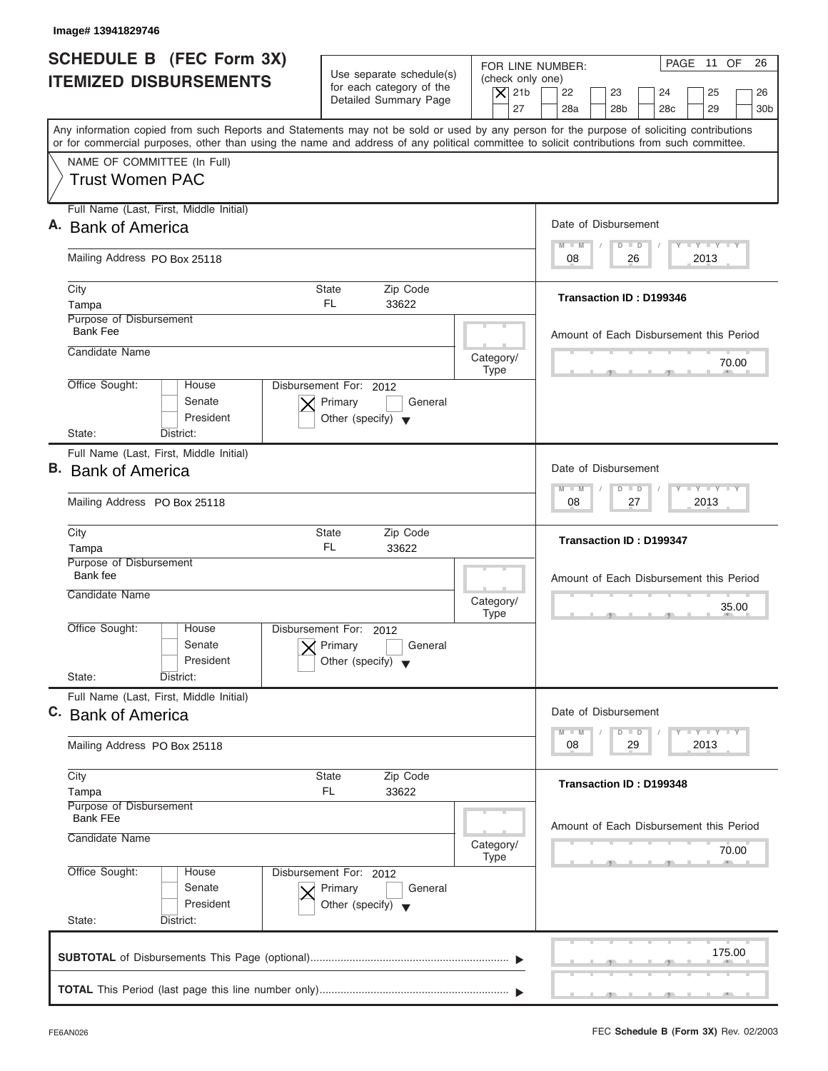Image# 13941829746

# SCHEDULE B (FEC Form 3X)
# ITEMIZED DISBURSEMENTS

Use separate schedule(s) for each category of the Detailed Summary Page

FOR LINE NUMBER: (check only one)

[X] 21b [ ] 22 [ ] 23 [ ] 24 [ ] 25 [ ] 26 [ ] 27 [ ] 28a [ ] 28b [ ] 28c [ ] 29 [ ] 30b

PAGE 11 OF 26

Any information copied from such Reports and Statements may not be sold or used by any person for the purpose of soliciting contributions or for commercial purposes, other than using the name and address of any political committee to solicit contributions from such committee.

NAME OF COMMITTEE (In Full)
**Trust Women PAC**

---

**A.** Full Name (Last, First, Middle Initial): **Bank of America**

Mailing Address: PO Box 25118

City: Tampa | State: FL | Zip Code: 33622

Purpose of Disbursement: Bank Fee

Candidate Name:

Category/Type:

Office Sought: [ ] House [ ] Senate [ ] President

State: District:

Disbursement For: 2012 [X] Primary [ ] General [ ] Other (specify)

Date of Disbursement: 08 / 26 / 2013

Transaction ID : D199346

Amount of Each Disbursement this Period: 70.00

---

**B.** Full Name (Last, First, Middle Initial): **Bank of America**

Mailing Address: PO Box 25118

City: Tampa | State: FL | Zip Code: 33622

Purpose of Disbursement: Bank fee

Candidate Name:

Category/Type:

Office Sought: [ ] House [ ] Senate [ ] President

State: District:

Disbursement For: 2012 [X] Primary [ ] General [ ] Other (specify)

Date of Disbursement: 08 / 27 / 2013

Transaction ID : D199347

Amount of Each Disbursement this Period: 35.00

---

**C.** Full Name (Last, First, Middle Initial): **Bank of America**

Mailing Address: PO Box 25118

City: Tampa | State: FL | Zip Code: 33622

Purpose of Disbursement: Bank FEe

Candidate Name:

Category/Type:

Office Sought: [ ] House [ ] Senate [ ] President

State: District:

Disbursement For: 2012 [X] Primary [ ] General [ ] Other (specify)

Date of Disbursement: 08 / 29 / 2013

Transaction ID : D199348

Amount of Each Disbursement this Period: 70.00

---

**SUBTOTAL** of Disbursements This Page (optional): 175.00

**TOTAL** This Period (last page this line number only):

FE6AN026 — FEC **Schedule B (Form 3X)** Rev. 02/2003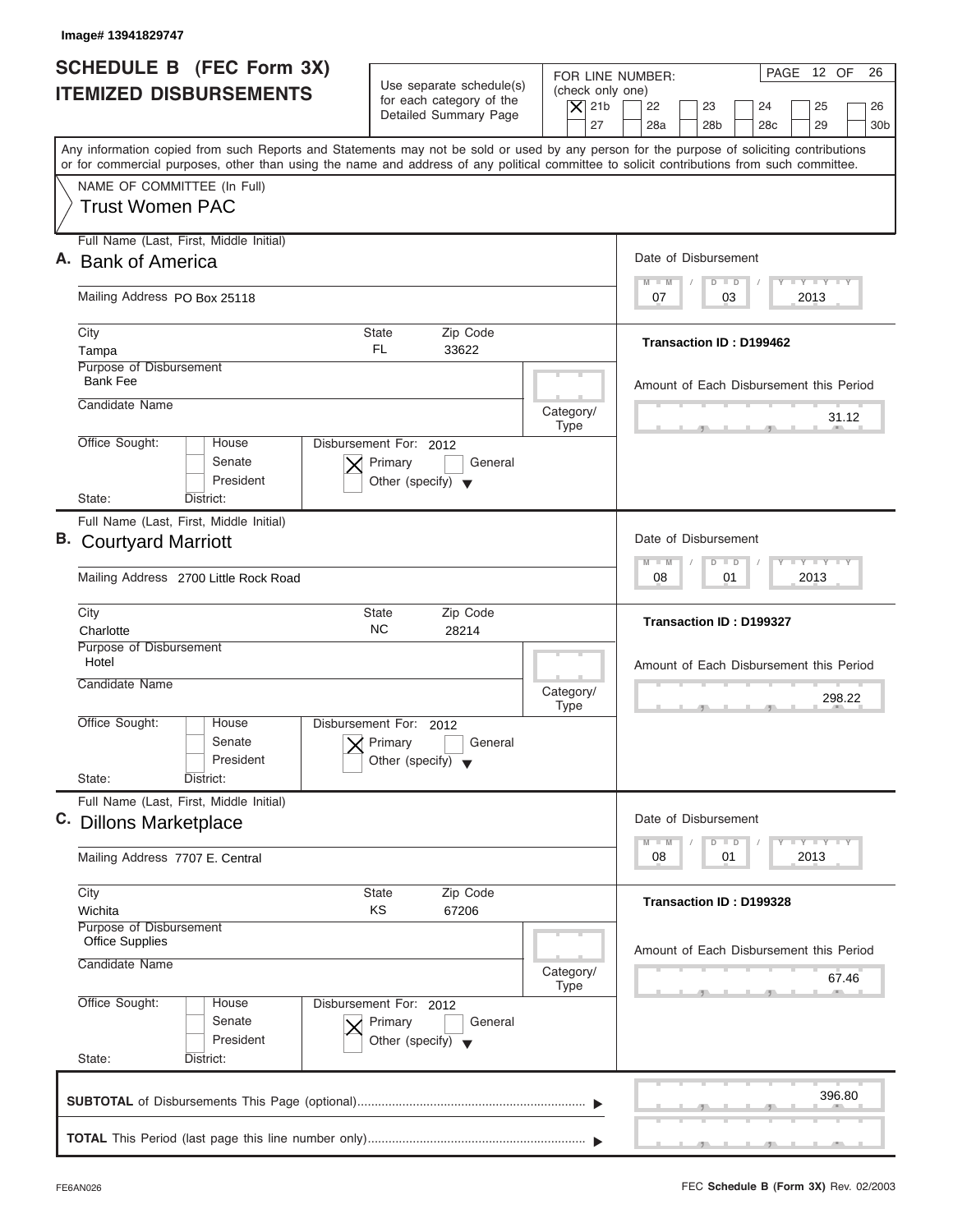Image# 13941829747

# SCHEDULE B (FEC Form 3X) ITEMIZED DISBURSEMENTS

Use separate schedule(s) for each category of the Detailed Summary Page

FOR LINE NUMBER: (check only one)

[X] 21b [ ] 22 [ ] 23 [ ] 24 [ ] 25 [ ] 26
[ ] 27 [ ] 28a [ ] 28b [ ] 28c [ ] 29 [ ] 30b

PAGE 12 OF 26

Any information copied from such Reports and Statements may not be sold or used by any person for the purpose of soliciting contributions or for commercial purposes, other than using the name and address of any political committee to solicit contributions from such committee.

NAME OF COMMITTEE (In Full)
**Trust Women PAC**

---

**A.** Full Name (Last, First, Middle Initial): **Bank of America**

Mailing Address: PO Box 25118

City: Tampa | State: FL | Zip Code: 33622

Purpose of Disbursement: Bank Fee

Candidate Name:

Category/Type:

Office Sought: [ ] House [ ] Senate [ ] President

State: District:

Disbursement For: 2012 [X] Primary [ ] General [ ] Other (specify)

Date of Disbursement: 07/03/2013

Transaction ID : D199462

Amount of Each Disbursement this Period: 31.12

---

**B.** Full Name (Last, First, Middle Initial): **Courtyard Marriott**

Mailing Address: 2700 Little Rock Road

City: Charlotte | State: NC | Zip Code: 28214

Purpose of Disbursement: Hotel

Candidate Name:

Category/Type:

Office Sought: [ ] House [ ] Senate [ ] President

State: District:

Disbursement For: 2012 [X] Primary [ ] General [ ] Other (specify)

Date of Disbursement: 08/01/2013

Transaction ID : D199327

Amount of Each Disbursement this Period: 298.22

---

**C.** Full Name (Last, First, Middle Initial): **Dillons Marketplace**

Mailing Address: 7707 E. Central

City: Wichita | State: KS | Zip Code: 67206

Purpose of Disbursement: Office Supplies

Candidate Name:

Category/Type:

Office Sought: [ ] House [ ] Senate [ ] President

State: District:

Disbursement For: 2012 [X] Primary [ ] General [ ] Other (specify)

Date of Disbursement: 08/01/2013

Transaction ID : D199328

Amount of Each Disbursement this Period: 67.46

---

**SUBTOTAL** of Disbursements This Page (optional): 396.80

**TOTAL** This Period (last page this line number only):

FE6AN026

FEC **Schedule B (Form 3X)** Rev. 02/2003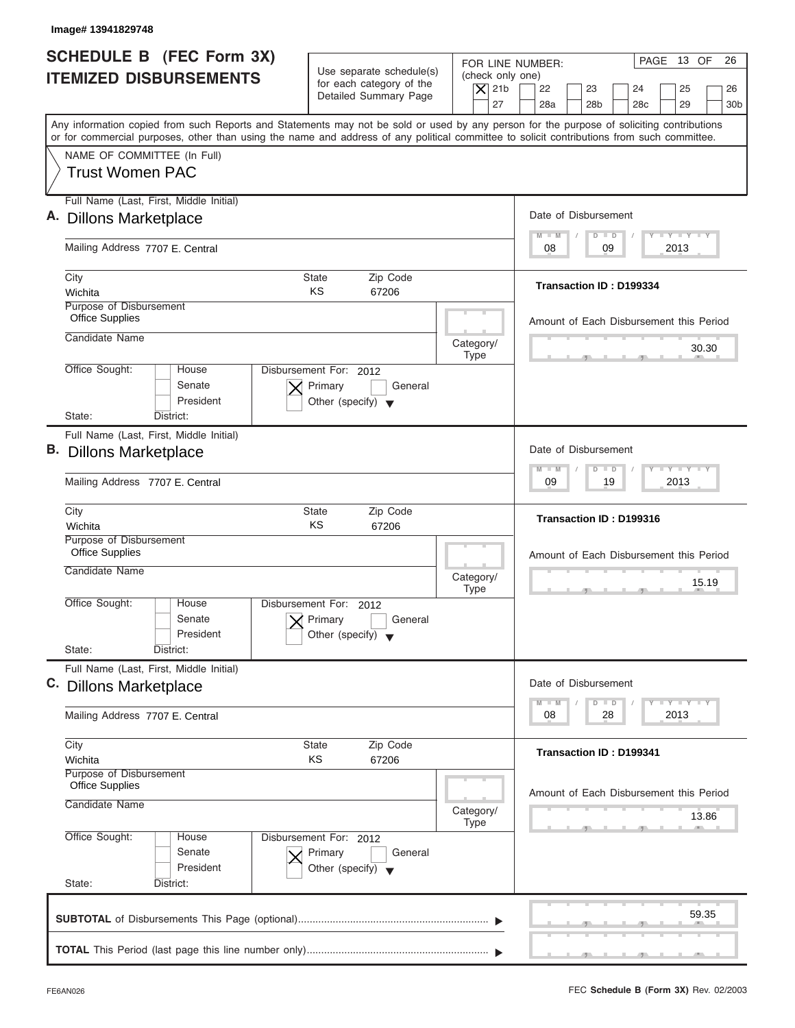Image# 13941829748

# SCHEDULE B (FEC Form 3X)
# ITEMIZED DISBURSEMENTS

Use separate schedule(s) for each category of the Detailed Summary Page

FOR LINE NUMBER: (check only one)

- [X] 21b
- [ ] 22
- [ ] 23
- [ ] 24
- [ ] 25
- [ ] 26
- [ ] 27
- [ ] 28a
- [ ] 28b
- [ ] 28c
- [ ] 29
- [ ] 30b

PAGE 13 OF 26

Any information copied from such Reports and Statements may not be sold or used by any person for the purpose of soliciting contributions or for commercial purposes, other than using the name and address of any political committee to solicit contributions from such committee.

NAME OF COMMITTEE (In Full)
**Trust Women PAC**

---

**A.** Full Name (Last, First, Middle Initial): Dillons Marketplace

Mailing Address: 7707 E. Central

City: Wichita | State: KS | Zip Code: 67206

Purpose of Disbursement: Office Supplies

Candidate Name:

Category/Type:

Office Sought: [ ] House [ ] Senate [ ] President

State: District:

Disbursement For: 2012 [X] Primary [ ] General [ ] Other (specify)

Date of Disbursement: 08/09/2013

Transaction ID : D199334

Amount of Each Disbursement this Period: 30.30

---

**B.** Full Name (Last, First, Middle Initial): Dillons Marketplace

Mailing Address: 7707 E. Central

City: Wichita | State: KS | Zip Code: 67206

Purpose of Disbursement: Office Supplies

Candidate Name:

Category/Type:

Office Sought: [ ] House [ ] Senate [ ] President

State: District:

Disbursement For: 2012 [X] Primary [ ] General [ ] Other (specify)

Date of Disbursement: 09/19/2013

Transaction ID : D199316

Amount of Each Disbursement this Period: 15.19

---

**C.** Full Name (Last, First, Middle Initial): Dillons Marketplace

Mailing Address: 7707 E. Central

City: Wichita | State: KS | Zip Code: 67206

Purpose of Disbursement: Office Supplies

Candidate Name:

Category/Type:

Office Sought: [ ] House [ ] Senate [ ] President

State: District:

Disbursement For: 2012 [X] Primary [ ] General [ ] Other (specify)

Date of Disbursement: 08/28/2013

Transaction ID : D199341

Amount of Each Disbursement this Period: 13.86

---

**SUBTOTAL** of Disbursements This Page (optional): 59.35

**TOTAL** This Period (last page this line number only):

FE6AN026

FEC **Schedule B (Form 3X)** Rev. 02/2003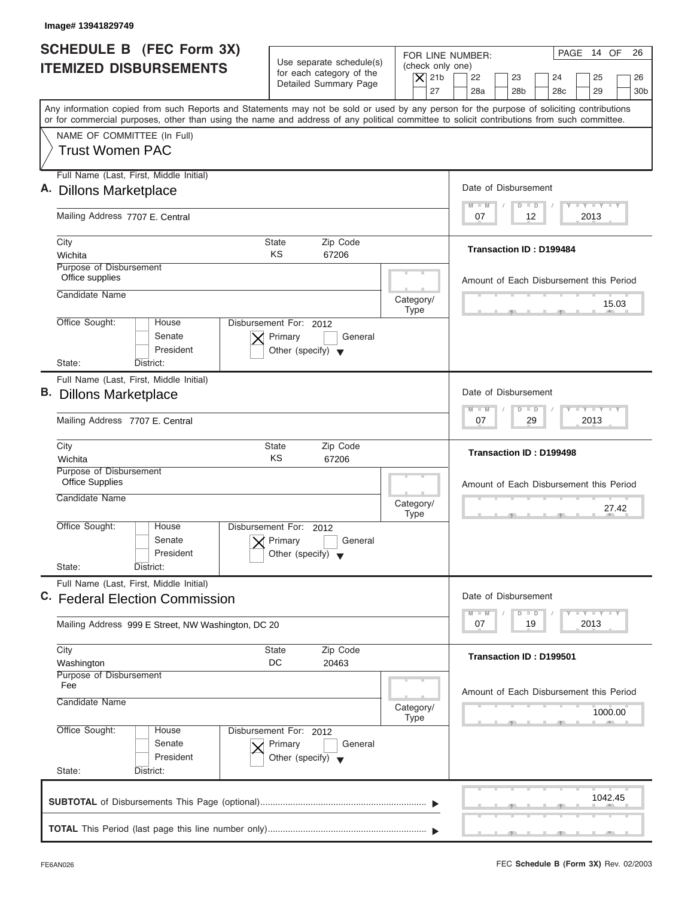Image# 13941829749

# SCHEDULE B (FEC Form 3X) ITEMIZED DISBURSEMENTS

Use separate schedule(s) for each category of the Detailed Summary Page

FOR LINE NUMBER: (check only one)

[X] 21b [ ] 22 [ ] 23 [ ] 24 [ ] 25 [ ] 26 [ ] 27 [ ] 28a [ ] 28b [ ] 28c [ ] 29 [ ] 30b

PAGE 14 OF 26

Any information copied from such Reports and Statements may not be sold or used by any person for the purpose of soliciting contributions or for commercial purposes, other than using the name and address of any political committee to solicit contributions from such committee.

NAME OF COMMITTEE (In Full)
Trust Women PAC

---

**A.** Full Name (Last, First, Middle Initial): Dillons Marketplace

Mailing Address: 7707 E. Central

City: Wichita | State: KS | Zip Code: 67206

Purpose of Disbursement: Office supplies

Candidate Name:

Category/Type:

Office Sought: [ ] House [ ] Senate [ ] President

State: District:

Disbursement For: 2012 [X] Primary [ ] General [ ] Other (specify)

Date of Disbursement: 07 / 12 / 2013

Transaction ID : D199484

Amount of Each Disbursement this Period: 15.03

---

**B.** Full Name (Last, First, Middle Initial): Dillons Marketplace

Mailing Address: 7707 E. Central

City: Wichita | State: KS | Zip Code: 67206

Purpose of Disbursement: Office Supplies

Candidate Name:

Category/Type:

Office Sought: [ ] House [ ] Senate [ ] President

State: District:

Disbursement For: 2012 [X] Primary [ ] General [ ] Other (specify)

Date of Disbursement: 07 / 29 / 2013

Transaction ID : D199498

Amount of Each Disbursement this Period: 27.42

---

**C.** Full Name (Last, First, Middle Initial): Federal Election Commission

Mailing Address: 999 E Street, NW Washington, DC 20

City: Washington | State: DC | Zip Code: 20463

Purpose of Disbursement: Fee

Candidate Name:

Category/Type:

Office Sought: [ ] House [ ] Senate [ ] President

State: District:

Disbursement For: 2012 [X] Primary [ ] General [ ] Other (specify)

Date of Disbursement: 07 / 19 / 2013

Transaction ID : D199501

Amount of Each Disbursement this Period: 1000.00

---

**SUBTOTAL** of Disbursements This Page (optional): 1042.45

**TOTAL** This Period (last page this line number only):

FE6AN026

FEC **Schedule B (Form 3X)** Rev. 02/2003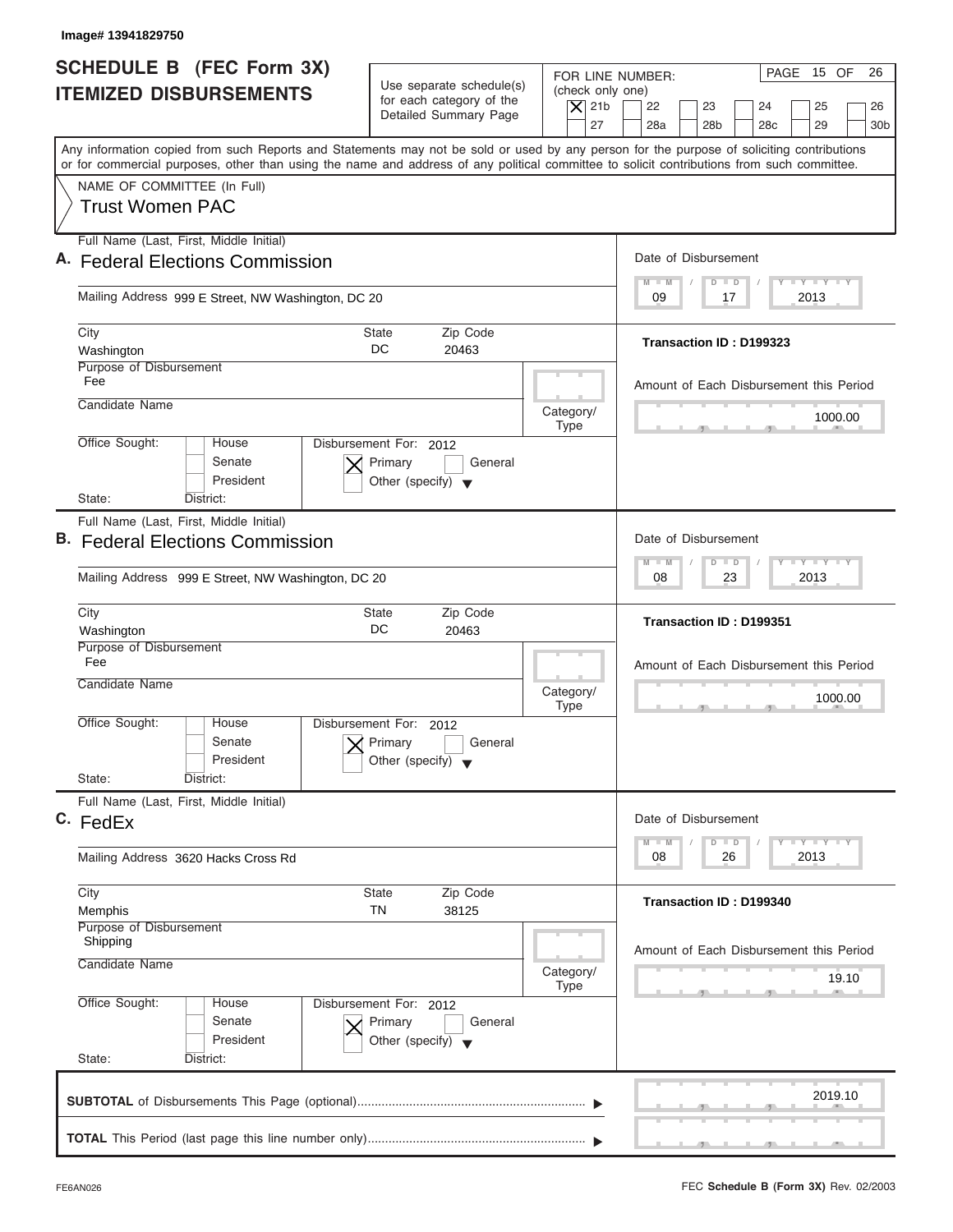Image# 13941829750

# SCHEDULE B (FEC Form 3X) ITEMIZED DISBURSEMENTS

Use separate schedule(s) for each category of the Detailed Summary Page

FOR LINE NUMBER: (check only one)

[X] 21b [ ] 22 [ ] 23 [ ] 24 [ ] 25 [ ] 26 [ ] 27 [ ] 28a [ ] 28b [ ] 28c [ ] 29 [ ] 30b

PAGE 15 OF 26

Any information copied from such Reports and Statements may not be sold or used by any person for the purpose of soliciting contributions or for commercial purposes, other than using the name and address of any political committee to solicit contributions from such committee.

NAME OF COMMITTEE (In Full)
Trust Women PAC

---

**A.** Full Name (Last, First, Middle Initial): Federal Elections Commission

Mailing Address: 999 E Street, NW Washington, DC 20

City: Washington | State: DC | Zip Code: 20463

Purpose of Disbursement: Fee

Candidate Name:

Category/Type:

Office Sought: [ ] House [ ] Senate [ ] President

State: District:

Disbursement For: 2012 [X] Primary [ ] General [ ] Other (specify)

Date of Disbursement: 09 / 17 / 2013

Transaction ID : D199323

Amount of Each Disbursement this Period: 1000.00

---

**B.** Full Name (Last, First, Middle Initial): Federal Elections Commission

Mailing Address: 999 E Street, NW Washington, DC 20

City: Washington | State: DC | Zip Code: 20463

Purpose of Disbursement: Fee

Candidate Name:

Category/Type:

Office Sought: [ ] House [ ] Senate [ ] President

State: District:

Disbursement For: 2012 [X] Primary [ ] General [ ] Other (specify)

Date of Disbursement: 08 / 23 / 2013

Transaction ID : D199351

Amount of Each Disbursement this Period: 1000.00

---

**C.** Full Name (Last, First, Middle Initial): FedEx

Mailing Address: 3620 Hacks Cross Rd

City: Memphis | State: TN | Zip Code: 38125

Purpose of Disbursement: Shipping

Candidate Name:

Category/Type:

Office Sought: [ ] House [ ] Senate [ ] President

State: District:

Disbursement For: 2012 [X] Primary [ ] General [ ] Other (specify)

Date of Disbursement: 08 / 26 / 2013

Transaction ID : D199340

Amount of Each Disbursement this Period: 19.10

---

**SUBTOTAL** of Disbursements This Page (optional): 2019.10

**TOTAL** This Period (last page this line number only):

FE6AN026 — FEC **Schedule B (Form 3X)** Rev. 02/2003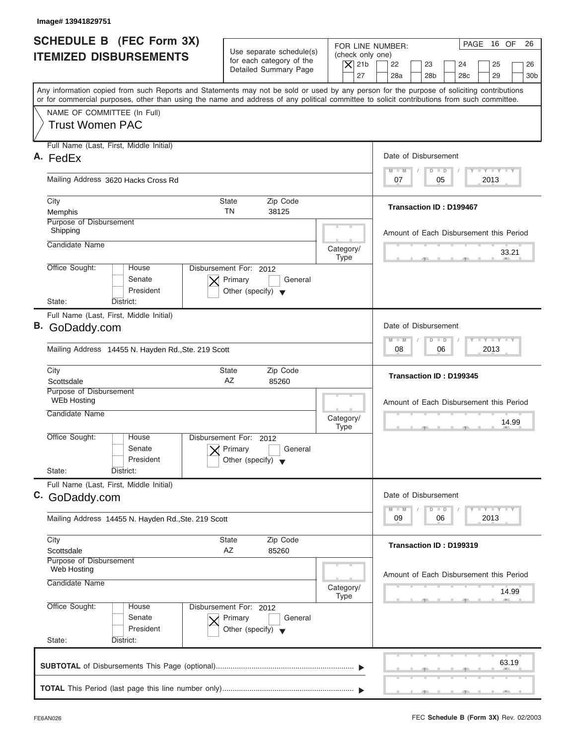Image# 13941829751

# SCHEDULE B (FEC Form 3X) ITEMIZED DISBURSEMENTS

Use separate schedule(s) for each category of the Detailed Summary Page

FOR LINE NUMBER: (check only one)
[X] 21b [ ] 22 [ ] 23 [ ] 24 [ ] 25 [ ] 26
[ ] 27 [ ] 28a [ ] 28b [ ] 28c [ ] 29 [ ] 30b

Any information copied from such Reports and Statements may not be sold or used by any person for the purpose of soliciting contributions or for commercial purposes, other than using the name and address of any political committee to solicit contributions from such committee.

NAME OF COMMITTEE (In Full)
Trust Women PAC

---

**A.** Full Name (Last, First, Middle Initial): FedEx

Mailing Address: 3620 Hacks Cross Rd

City: Memphis | State: TN | Zip Code: 38125

Purpose of Disbursement: Shipping

Candidate Name:

Category/Type:

Office Sought: [ ] House [ ] Senate [ ] President

State: District:

Disbursement For: 2012 [X] Primary [ ] General [ ] Other (specify)

Date of Disbursement: 07 / 05 / 2013

Transaction ID : D199467

Amount of Each Disbursement this Period: 33.21

---

**B.** Full Name (Last, First, Middle Initial): GoDaddy.com

Mailing Address: 14455 N. Hayden Rd.,Ste. 219 Scott

City: Scottsdale | State: AZ | Zip Code: 85260

Purpose of Disbursement: WEb Hosting

Candidate Name:

Category/Type:

Office Sought: [ ] House [ ] Senate [ ] President

State: District:

Disbursement For: 2012 [X] Primary [ ] General [ ] Other (specify)

Date of Disbursement: 08 / 06 / 2013

Transaction ID : D199345

Amount of Each Disbursement this Period: 14.99

---

**C.** Full Name (Last, First, Middle Initial): GoDaddy.com

Mailing Address: 14455 N. Hayden Rd.,Ste. 219 Scott

City: Scottsdale | State: AZ | Zip Code: 85260

Purpose of Disbursement: Web Hosting

Candidate Name:

Category/Type:

Office Sought: [ ] House [ ] Senate [ ] President

State: District:

Disbursement For: 2012 [X] Primary [ ] General [ ] Other (specify)

Date of Disbursement: 09 / 06 / 2013

Transaction ID : D199319

Amount of Each Disbursement this Period: 14.99

---

**SUBTOTAL** of Disbursements This Page (optional): 63.19

**TOTAL** This Period (last page this line number only):

FE6AN026 FEC **Schedule B (Form 3X)** Rev. 02/2003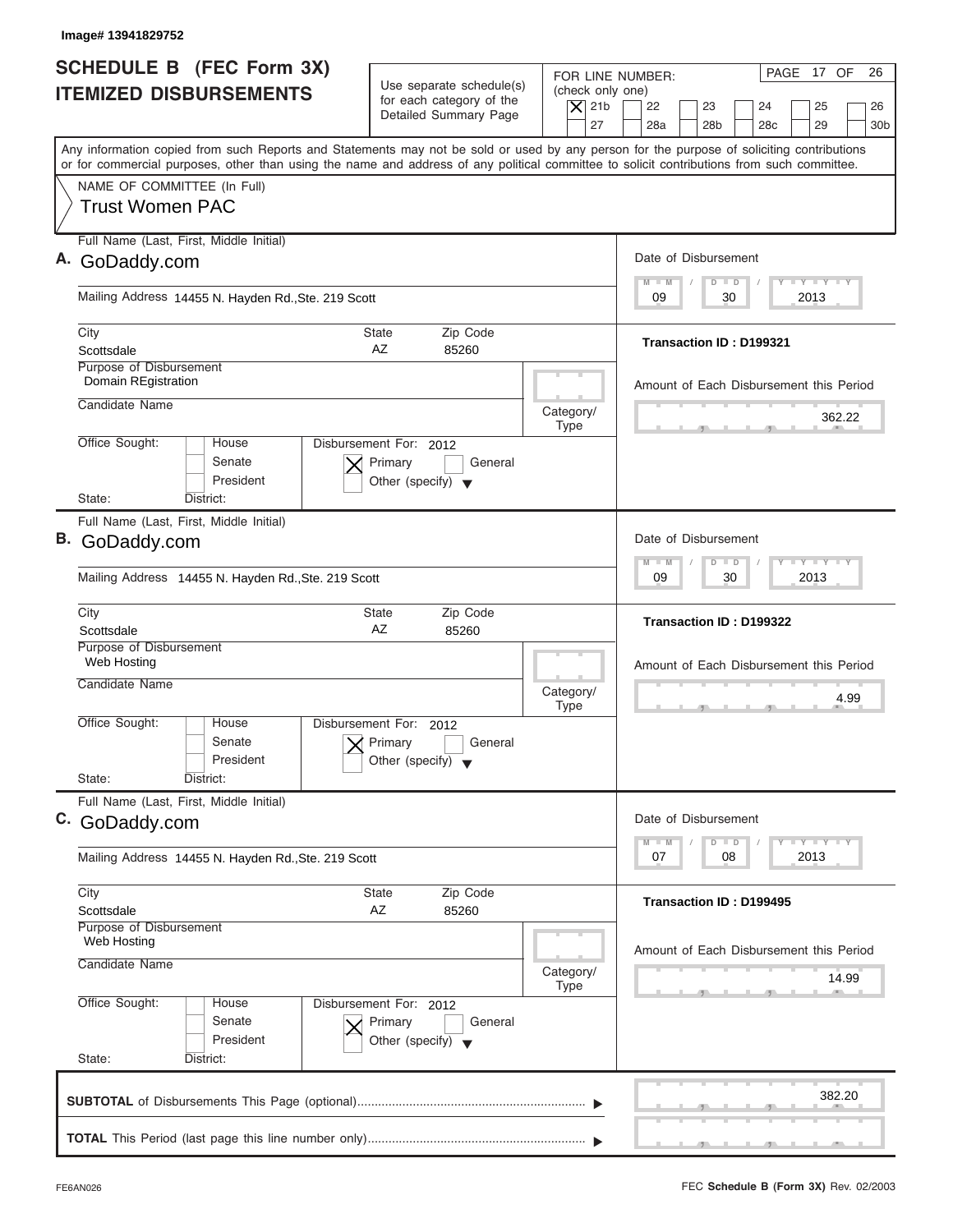Image# 13941829752

# SCHEDULE B (FEC Form 3X)
## ITEMIZED DISBURSEMENTS

Use separate schedule(s) for each category of the Detailed Summary Page

FOR LINE NUMBER: (check only one)

[X] 21b [ ] 22 [ ] 23 [ ] 24 [ ] 25 [ ] 26 [ ] 27 [ ] 28a [ ] 28b [ ] 28c [ ] 29 [ ] 30b

PAGE 17 OF 26

Any information copied from such Reports and Statements may not be sold or used by any person for the purpose of soliciting contributions or for commercial purposes, other than using the name and address of any political committee to solicit contributions from such committee.

NAME OF COMMITTEE (In Full)

Trust Women PAC

---

**A.** Full Name (Last, First, Middle Initial): GoDaddy.com

Mailing Address: 14455 N. Hayden Rd.,Ste. 219 Scott

City: Scottsdale | State: AZ | Zip Code: 85260

Purpose of Disbursement: Domain REgistration

Candidate Name:

Category/Type:

Office Sought: [ ] House [ ] Senate [ ] President

State: District:

Disbursement For: 2012 [X] Primary [ ] General [ ] Other (specify)

Date of Disbursement: 09 / 30 / 2013

Transaction ID : D199321

Amount of Each Disbursement this Period: 362.22

---

**B.** Full Name (Last, First, Middle Initial): GoDaddy.com

Mailing Address: 14455 N. Hayden Rd.,Ste. 219 Scott

City: Scottsdale | State: AZ | Zip Code: 85260

Purpose of Disbursement: Web Hosting

Candidate Name:

Category/Type:

Office Sought: [ ] House [ ] Senate [ ] President

State: District:

Disbursement For: 2012 [X] Primary [ ] General [ ] Other (specify)

Date of Disbursement: 09 / 30 / 2013

Transaction ID : D199322

Amount of Each Disbursement this Period: 4.99

---

**C.** Full Name (Last, First, Middle Initial): GoDaddy.com

Mailing Address: 14455 N. Hayden Rd.,Ste. 219 Scott

City: Scottsdale | State: AZ | Zip Code: 85260

Purpose of Disbursement: Web Hosting

Candidate Name:

Category/Type:

Office Sought: [ ] House [ ] Senate [ ] President

State: District:

Disbursement For: 2012 [X] Primary [ ] General [ ] Other (specify)

Date of Disbursement: 07 / 08 / 2013

Transaction ID : D199495

Amount of Each Disbursement this Period: 14.99

---

**SUBTOTAL** of Disbursements This Page (optional) ▶ 382.20

**TOTAL** This Period (last page this line number only) ▶

FE6AN026

FEC **Schedule B (Form 3X)** Rev. 02/2003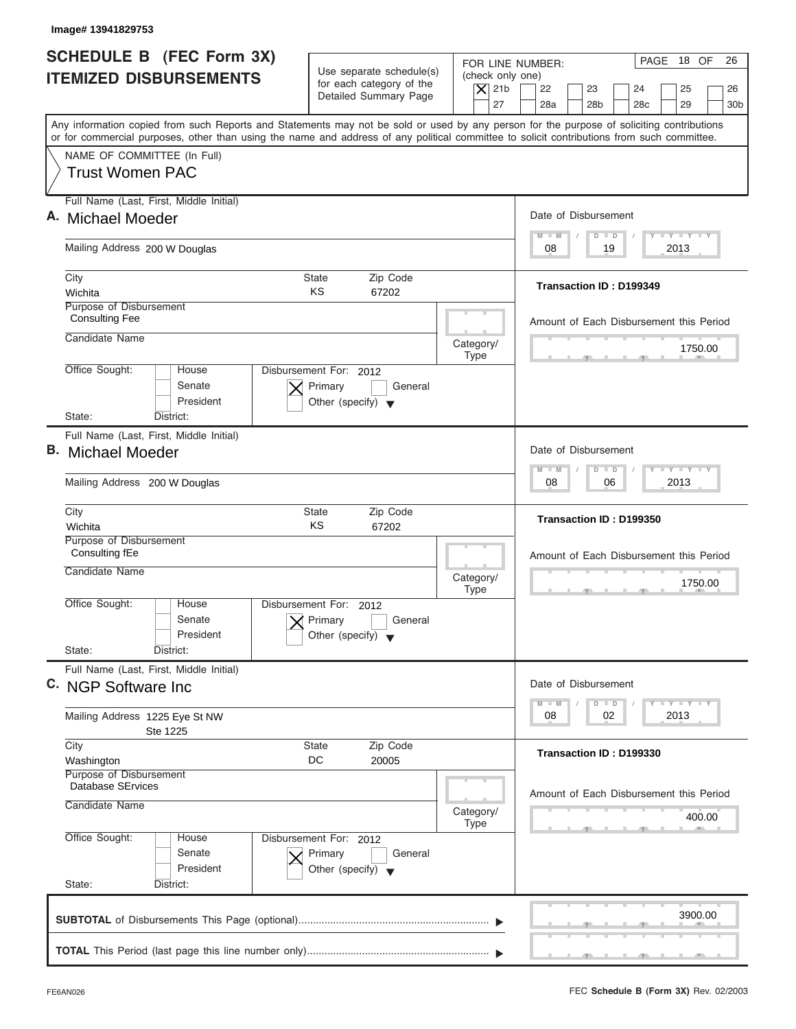Image# 13941829753

# SCHEDULE B (FEC Form 3X) ITEMIZED DISBURSEMENTS

Use separate schedule(s) for each category of the Detailed Summary Page

FOR LINE NUMBER: (check only one)

[X] 21b [ ] 22 [ ] 23 [ ] 24 [ ] 25 [ ] 26 [ ] 27 [ ] 28a [ ] 28b [ ] 28c [ ] 29 [ ] 30b

PAGE 18 OF 26

Any information copied from such Reports and Statements may not be sold or used by any person for the purpose of soliciting contributions or for commercial purposes, other than using the name and address of any political committee to solicit contributions from such committee.

NAME OF COMMITTEE (In Full)
Trust Women PAC

---

**A.** Full Name (Last, First, Middle Initial): Michael Moeder

Mailing Address: 200 W Douglas

City: Wichita | State: KS | Zip Code: 67202

Purpose of Disbursement: Consulting Fee

Candidate Name:

Category/Type:

Office Sought: [ ] House [ ] Senate [ ] President

State: District:

Disbursement For: 2012 [X] Primary [ ] General [ ] Other (specify)

Date of Disbursement: 08 / 19 / 2013

Transaction ID : D199349

Amount of Each Disbursement this Period: 1750.00

---

**B.** Full Name (Last, First, Middle Initial): Michael Moeder

Mailing Address: 200 W Douglas

City: Wichita | State: KS | Zip Code: 67202

Purpose of Disbursement: Consulting fEe

Candidate Name:

Category/Type:

Office Sought: [ ] House [ ] Senate [ ] President

State: District:

Disbursement For: 2012 [X] Primary [ ] General [ ] Other (specify)

Date of Disbursement: 08 / 06 / 2013

Transaction ID : D199350

Amount of Each Disbursement this Period: 1750.00

---

**C.** Full Name (Last, First, Middle Initial): NGP Software Inc

Mailing Address: 1225 Eye St NW
Ste 1225

City: Washington | State: DC | Zip Code: 20005

Purpose of Disbursement: Database SErvices

Candidate Name:

Category/Type:

Office Sought: [ ] House [ ] Senate [ ] President

State: District:

Disbursement For: 2012 [X] Primary [ ] General [ ] Other (specify)

Date of Disbursement: 08 / 02 / 2013

Transaction ID : D199330

Amount of Each Disbursement this Period: 400.00

---

**SUBTOTAL** of Disbursements This Page (optional): 3900.00

**TOTAL** This Period (last page this line number only):

FE6AN026 — FEC **Schedule B (Form 3X)** Rev. 02/2003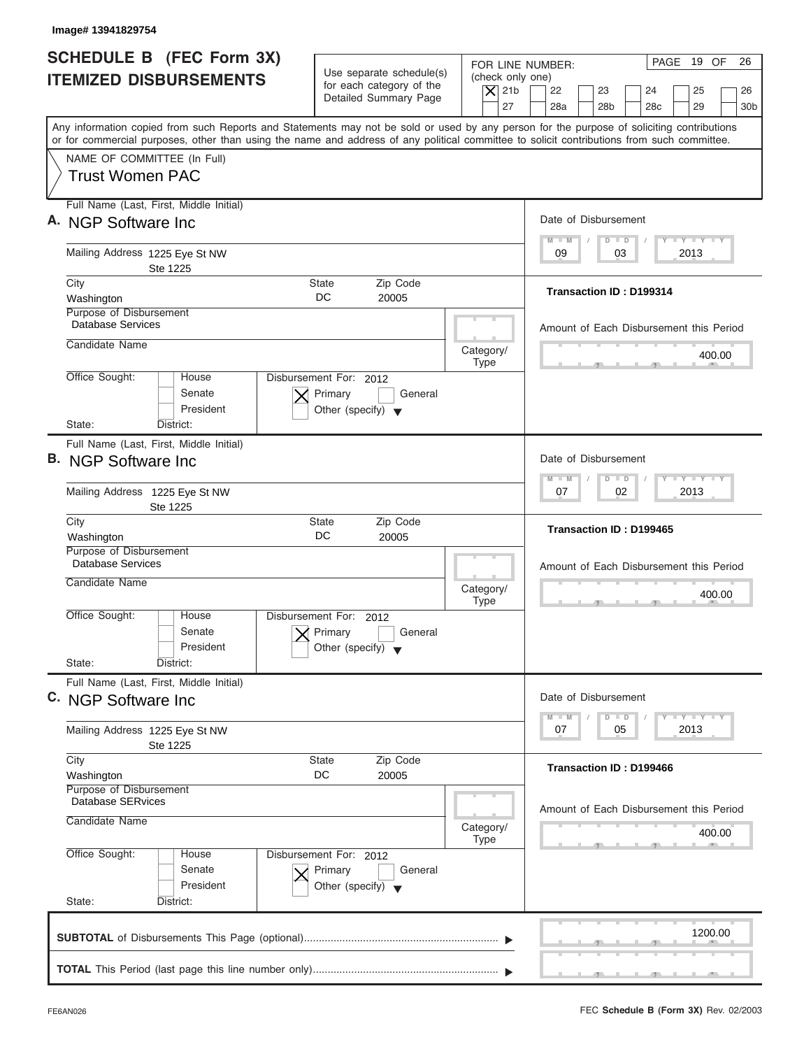Image# 13941829754

# SCHEDULE B (FEC Form 3X) ITEMIZED DISBURSEMENTS

Use separate schedule(s) for each category of the Detailed Summary Page

FOR LINE NUMBER: (check only one)

- [X] 21b
- [ ] 22
- [ ] 23
- [ ] 24
- [ ] 25
- [ ] 26
- [ ] 27
- [ ] 28a
- [ ] 28b
- [ ] 28c
- [ ] 29
- [ ] 30b

PAGE 19 OF 26

Any information copied from such Reports and Statements may not be sold or used by any person for the purpose of soliciting contributions or for commercial purposes, other than using the name and address of any political committee to solicit contributions from such committee.

NAME OF COMMITTEE (In Full)
**Trust Women PAC**

---

**A.** Full Name (Last, First, Middle Initial): **NGP Software Inc**

Mailing Address: 1225 Eye St NW, Ste 1225
City: Washington | State: DC | Zip Code: 20005

Purpose of Disbursement: Database Services
Candidate Name:
Category/Type:
Office Sought: [ ] House [ ] Senate [ ] President
State: District:
Disbursement For: 2012 [X] Primary [ ] General [ ] Other (specify)

Date of Disbursement: 09 / 03 / 2013
Transaction ID : D199314
Amount of Each Disbursement this Period: 400.00

---

**B.** Full Name (Last, First, Middle Initial): **NGP Software Inc**

Mailing Address: 1225 Eye St NW, Ste 1225
City: Washington | State: DC | Zip Code: 20005

Purpose of Disbursement: Database Services
Candidate Name:
Category/Type:
Office Sought: [ ] House [ ] Senate [ ] President
State: District:
Disbursement For: 2012 [X] Primary [ ] General [ ] Other (specify)

Date of Disbursement: 07 / 02 / 2013
Transaction ID : D199465
Amount of Each Disbursement this Period: 400.00

---

**C.** Full Name (Last, First, Middle Initial): **NGP Software Inc**

Mailing Address: 1225 Eye St NW, Ste 1225
City: Washington | State: DC | Zip Code: 20005

Purpose of Disbursement: Database SERvices
Candidate Name:
Category/Type:
Office Sought: [ ] House [ ] Senate [ ] President
State: District:
Disbursement For: 2012 [X] Primary [ ] General [ ] Other (specify)

Date of Disbursement: 07 / 05 / 2013
Transaction ID : D199466
Amount of Each Disbursement this Period: 400.00

---

**SUBTOTAL** of Disbursements This Page (optional): 1200.00

**TOTAL** This Period (last page this line number only):

FE6AN026 — FEC **Schedule B (Form 3X)** Rev. 02/2003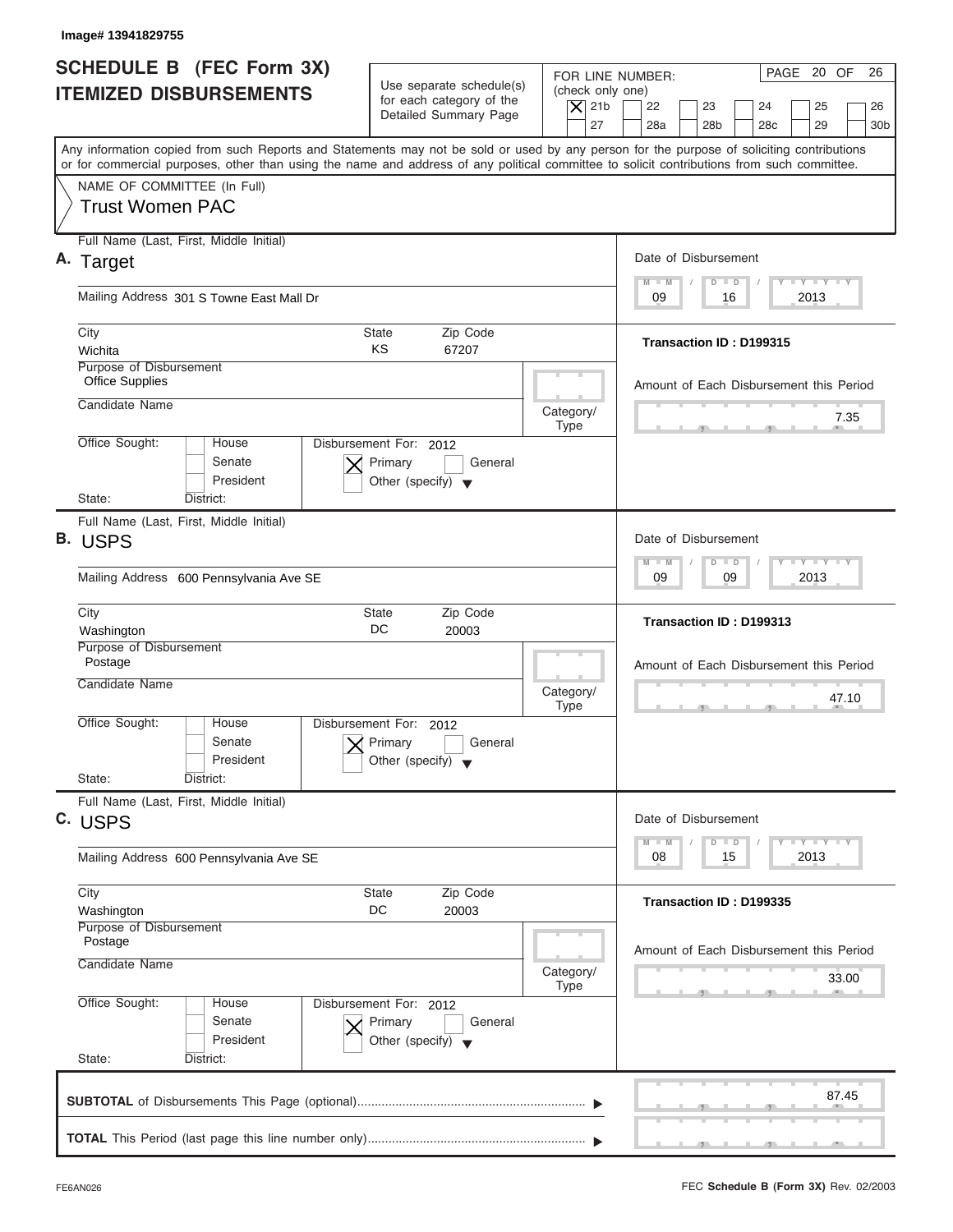Image# 13941829755

# SCHEDULE B (FEC Form 3X)
# ITEMIZED DISBURSEMENTS

Use separate schedule(s) for each category of the Detailed Summary Page

FOR LINE NUMBER: (check only one)

[X] 21b [ ] 22 [ ] 23 [ ] 24 [ ] 25 [ ] 26 [ ] 27 [ ] 28a [ ] 28b [ ] 28c [ ] 29 [ ] 30b

PAGE 20 OF 26

Any information copied from such Reports and Statements may not be sold or used by any person for the purpose of soliciting contributions or for commercial purposes, other than using the name and address of any political committee to solicit contributions from such committee.

NAME OF COMMITTEE (In Full)
Trust Women PAC

---

**A.** Full Name (Last, First, Middle Initial): Target

Mailing Address: 301 S Towne East Mall Dr

City: Wichita | State: KS | Zip Code: 67207

Purpose of Disbursement: Office Supplies

Candidate Name:

Category/Type:

Office Sought: [ ] House [ ] Senate [ ] President

State: District:

Disbursement For: 2012 [X] Primary [ ] General [ ] Other (specify)

Date of Disbursement: 09 / 16 / 2013

Transaction ID : D199315

Amount of Each Disbursement this Period: 7.35

---

**B.** Full Name (Last, First, Middle Initial): USPS

Mailing Address: 600 Pennsylvania Ave SE

City: Washington | State: DC | Zip Code: 20003

Purpose of Disbursement: Postage

Candidate Name:

Category/Type:

Office Sought: [ ] House [ ] Senate [ ] President

State: District:

Disbursement For: 2012 [X] Primary [ ] General [ ] Other (specify)

Date of Disbursement: 09 / 09 / 2013

Transaction ID : D199313

Amount of Each Disbursement this Period: 47.10

---

**C.** Full Name (Last, First, Middle Initial): USPS

Mailing Address: 600 Pennsylvania Ave SE

City: Washington | State: DC | Zip Code: 20003

Purpose of Disbursement: Postage

Candidate Name:

Category/Type:

Office Sought: [ ] House [ ] Senate [ ] President

State: District:

Disbursement For: 2012 [X] Primary [ ] General [ ] Other (specify)

Date of Disbursement: 08 / 15 / 2013

Transaction ID : D199335

Amount of Each Disbursement this Period: 33.00

---

**SUBTOTAL** of Disbursements This Page (optional): 87.45

**TOTAL** This Period (last page this line number only):

FE6AN026 FEC **Schedule B (Form 3X)** Rev. 02/2003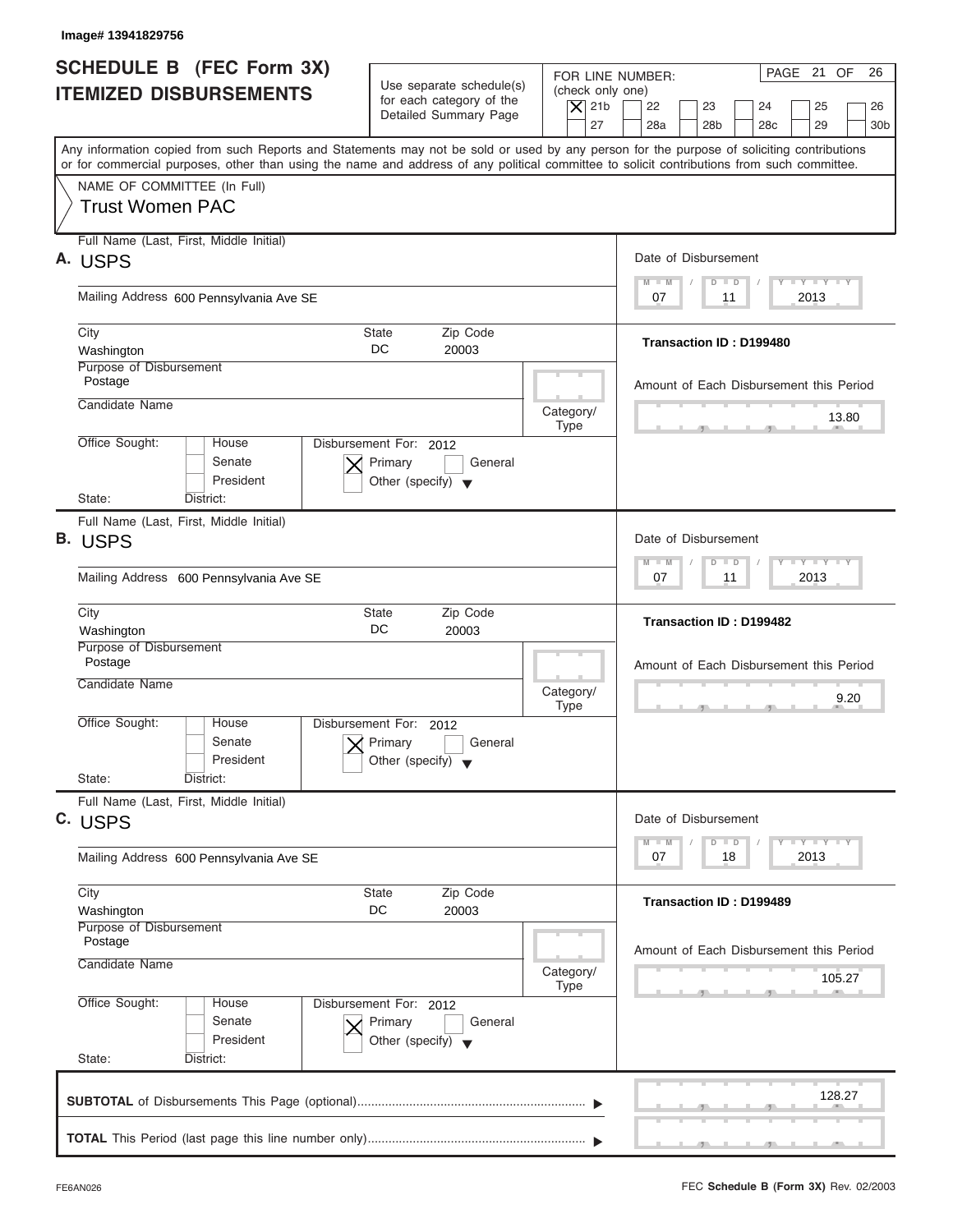Image# 13941829756

# SCHEDULE B (FEC Form 3X) ITEMIZED DISBURSEMENTS

Use separate schedule(s) for each category of the Detailed Summary Page

FOR LINE NUMBER: (check only one)

[X] 21b [ ] 22 [ ] 23 [ ] 24 [ ] 25 [ ] 26 [ ] 27 [ ] 28a [ ] 28b [ ] 28c [ ] 29 [ ] 30b

PAGE 21 OF 26

Any information copied from such Reports and Statements may not be sold or used by any person for the purpose of soliciting contributions or for commercial purposes, other than using the name and address of any political committee to solicit contributions from such committee.

NAME OF COMMITTEE (In Full)
Trust Women PAC

---

**A.** Full Name (Last, First, Middle Initial): USPS

Mailing Address: 600 Pennsylvania Ave SE

City: Washington | State: DC | Zip Code: 20003

Purpose of Disbursement: Postage

Candidate Name:

Category/Type:

Office Sought: [ ] House [ ] Senate [ ] President

State: District:

Disbursement For: 2012 [X] Primary [ ] General [ ] Other (specify)

Date of Disbursement: 07 / 11 / 2013

Transaction ID : D199480

Amount of Each Disbursement this Period: 13.80

---

**B.** Full Name (Last, First, Middle Initial): USPS

Mailing Address: 600 Pennsylvania Ave SE

City: Washington | State: DC | Zip Code: 20003

Purpose of Disbursement: Postage

Candidate Name:

Category/Type:

Office Sought: [ ] House [ ] Senate [ ] President

State: District:

Disbursement For: 2012 [X] Primary [ ] General [ ] Other (specify)

Date of Disbursement: 07 / 11 / 2013

Transaction ID : D199482

Amount of Each Disbursement this Period: 9.20

---

**C.** Full Name (Last, First, Middle Initial): USPS

Mailing Address: 600 Pennsylvania Ave SE

City: Washington | State: DC | Zip Code: 20003

Purpose of Disbursement: Postage

Candidate Name:

Category/Type:

Office Sought: [ ] House [ ] Senate [ ] President

State: District:

Disbursement For: 2012 [X] Primary [ ] General [ ] Other (specify)

Date of Disbursement: 07 / 18 / 2013

Transaction ID : D199489

Amount of Each Disbursement this Period: 105.27

---

**SUBTOTAL** of Disbursements This Page (optional): 128.27

**TOTAL** This Period (last page this line number only):

FE6AN026 FEC **Schedule B (Form 3X)** Rev. 02/2003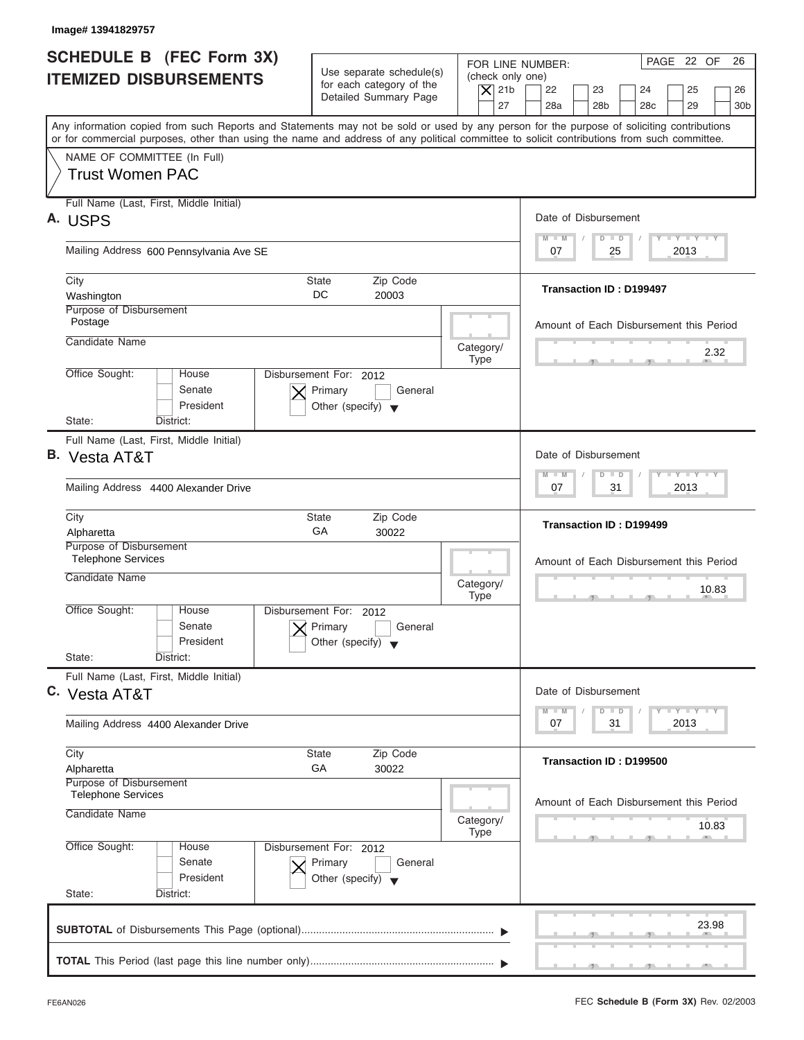Image# 13941829757

# SCHEDULE B (FEC Form 3X)
## ITEMIZED DISBURSEMENTS

Use separate schedule(s) for each category of the Detailed Summary Page

FOR LINE NUMBER: (check only one)

- [X] 21b
- [ ] 22
- [ ] 23
- [ ] 24
- [ ] 25
- [ ] 26
- [ ] 27
- [ ] 28a
- [ ] 28b
- [ ] 28c
- [ ] 29
- [ ] 30b

Any information copied from such Reports and Statements may not be sold or used by any person for the purpose of soliciting contributions or for commercial purposes, other than using the name and address of any political committee to solicit contributions from such committee.

NAME OF COMMITTEE (In Full)
Trust Women PAC

---

**A.** Full Name (Last, First, Middle Initial): USPS

Mailing Address: 600 Pennsylvania Ave SE

City: Washington | State: DC | Zip Code: 20003

Purpose of Disbursement: Postage

Candidate Name:

Category/Type:

Office Sought: [ ] House [ ] Senate [ ] President

State: District:

Disbursement For: 2012 [X] Primary [ ] General [ ] Other (specify)

Date of Disbursement: 07/25/2013

Transaction ID : D199497

Amount of Each Disbursement this Period: 2.32

---

**B.** Full Name (Last, First, Middle Initial): Vesta AT&T

Mailing Address: 4400 Alexander Drive

City: Alpharetta | State: GA | Zip Code: 30022

Purpose of Disbursement: Telephone Services

Candidate Name:

Category/Type:

Office Sought: [ ] House [ ] Senate [ ] President

State: District:

Disbursement For: 2012 [X] Primary [ ] General [ ] Other (specify)

Date of Disbursement: 07/31/2013

Transaction ID : D199499

Amount of Each Disbursement this Period: 10.83

---

**C.** Full Name (Last, First, Middle Initial): Vesta AT&T

Mailing Address: 4400 Alexander Drive

City: Alpharetta | State: GA | Zip Code: 30022

Purpose of Disbursement: Telephone Services

Candidate Name:

Category/Type:

Office Sought: [ ] House [ ] Senate [ ] President

State: District:

Disbursement For: 2012 [X] Primary [ ] General [ ] Other (specify)

Date of Disbursement: 07/31/2013

Transaction ID : D199500

Amount of Each Disbursement this Period: 10.83

---

**SUBTOTAL** of Disbursements This Page (optional): 23.98

**TOTAL** This Period (last page this line number only):

FE6AN026 — FEC **Schedule B (Form 3X)** Rev. 02/2003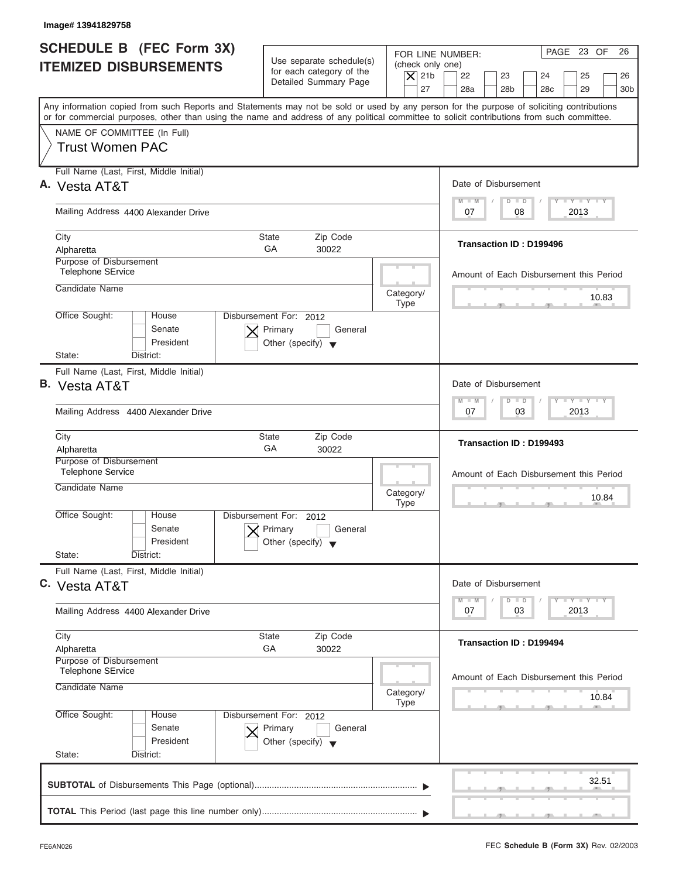Image# 13941829758

# SCHEDULE B (FEC Form 3X) ITEMIZED DISBURSEMENTS

Use separate schedule(s) for each category of the Detailed Summary Page

FOR LINE NUMBER: (check only one)

- [X] 21b
- [ ] 22
- [ ] 23
- [ ] 24
- [ ] 25
- [ ] 26
- [ ] 27
- [ ] 28a
- [ ] 28b
- [ ] 28c
- [ ] 29
- [ ] 30b

PAGE 23 OF 26

Any information copied from such Reports and Statements may not be sold or used by any person for the purpose of soliciting contributions or for commercial purposes, other than using the name and address of any political committee to solicit contributions from such committee.

NAME OF COMMITTEE (In Full)
Trust Women PAC

---

**A.** Full Name (Last, First, Middle Initial): Vesta AT&T

Mailing Address: 4400 Alexander Drive

City: Alpharetta | State: GA | Zip Code: 30022

Purpose of Disbursement: Telephone SErvice

Candidate Name:

Category/Type:

Office Sought: [ ] House [ ] Senate [ ] President

State: District:

Disbursement For: 2012 [X] Primary [ ] General [ ] Other (specify)

Date of Disbursement: 07/08/2013

Transaction ID : D199496

Amount of Each Disbursement this Period: 10.83

---

**B.** Full Name (Last, First, Middle Initial): Vesta AT&T

Mailing Address: 4400 Alexander Drive

City: Alpharetta | State: GA | Zip Code: 30022

Purpose of Disbursement: Telephone Service

Candidate Name:

Category/Type:

Office Sought: [ ] House [ ] Senate [ ] President

State: District:

Disbursement For: 2012 [X] Primary [ ] General [ ] Other (specify)

Date of Disbursement: 07/03/2013

Transaction ID : D199493

Amount of Each Disbursement this Period: 10.84

---

**C.** Full Name (Last, First, Middle Initial): Vesta AT&T

Mailing Address: 4400 Alexander Drive

City: Alpharetta | State: GA | Zip Code: 30022

Purpose of Disbursement: Telephone SErvice

Candidate Name:

Category/Type:

Office Sought: [ ] House [ ] Senate [ ] President

State: District:

Disbursement For: 2012 [X] Primary [ ] General [ ] Other (specify)

Date of Disbursement: 07/03/2013

Transaction ID : D199494

Amount of Each Disbursement this Period: 10.84

---

**SUBTOTAL** of Disbursements This Page (optional): 32.51

**TOTAL** This Period (last page this line number only):

FE6AN026 — FEC **Schedule B (Form 3X)** Rev. 02/2003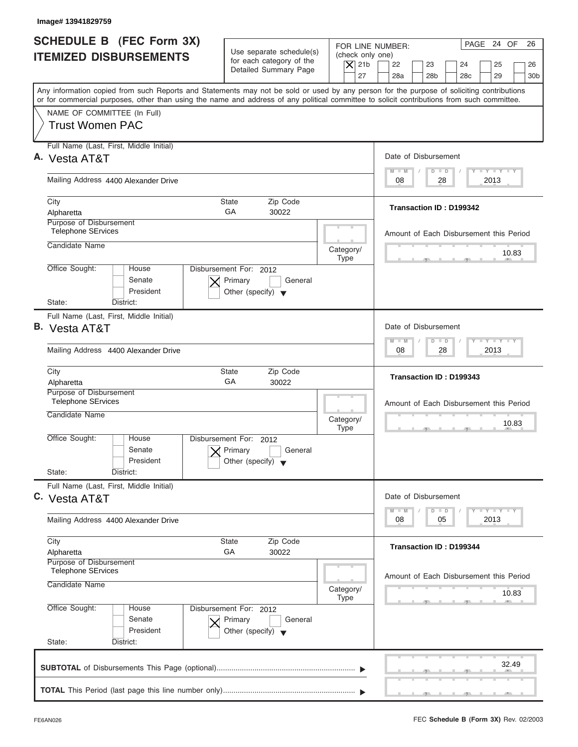Image# 13941829759

# SCHEDULE B (FEC Form 3X) ITEMIZED DISBURSEMENTS

Use separate schedule(s) for each category of the Detailed Summary Page

FOR LINE NUMBER: (check only one)

[X] 21b  [ ] 22  [ ] 23  [ ] 24  [ ] 25  [ ] 26  [ ] 27  [ ] 28a  [ ] 28b  [ ] 28c  [ ] 29  [ ] 30b

PAGE 24 OF 26

Any information copied from such Reports and Statements may not be sold or used by any person for the purpose of soliciting contributions or for commercial purposes, other than using the name and address of any political committee to solicit contributions from such committee.

NAME OF COMMITTEE (In Full)
Trust Women PAC

---

**A.** Full Name (Last, First, Middle Initial): Vesta AT&T

Mailing Address: 4400 Alexander Drive

City: Alpharetta | State: GA | Zip Code: 30022

Purpose of Disbursement: Telephone SErvices

Candidate Name:

Category/Type:

Office Sought: [ ] House [ ] Senate [ ] President

State: District:

Disbursement For: 2012 [X] Primary [ ] General [ ] Other (specify)

Date of Disbursement: 08 / 28 / 2013

Transaction ID : D199342

Amount of Each Disbursement this Period: 10.83

---

**B.** Full Name (Last, First, Middle Initial): Vesta AT&T

Mailing Address: 4400 Alexander Drive

City: Alpharetta | State: GA | Zip Code: 30022

Purpose of Disbursement: Telephone SErvices

Candidate Name:

Category/Type:

Office Sought: [ ] House [ ] Senate [ ] President

State: District:

Disbursement For: 2012 [X] Primary [ ] General [ ] Other (specify)

Date of Disbursement: 08 / 28 / 2013

Transaction ID : D199343

Amount of Each Disbursement this Period: 10.83

---

**C.** Full Name (Last, First, Middle Initial): Vesta AT&T

Mailing Address: 4400 Alexander Drive

City: Alpharetta | State: GA | Zip Code: 30022

Purpose of Disbursement: Telephone SErvices

Candidate Name:

Category/Type:

Office Sought: [ ] House [ ] Senate [ ] President

State: District:

Disbursement For: 2012 [X] Primary [ ] General [ ] Other (specify)

Date of Disbursement: 08 / 05 / 2013

Transaction ID : D199344

Amount of Each Disbursement this Period: 10.83

---

**SUBTOTAL** of Disbursements This Page (optional): 32.49

**TOTAL** This Period (last page this line number only):

FE6AN026 — FEC **Schedule B (Form 3X)** Rev. 02/2003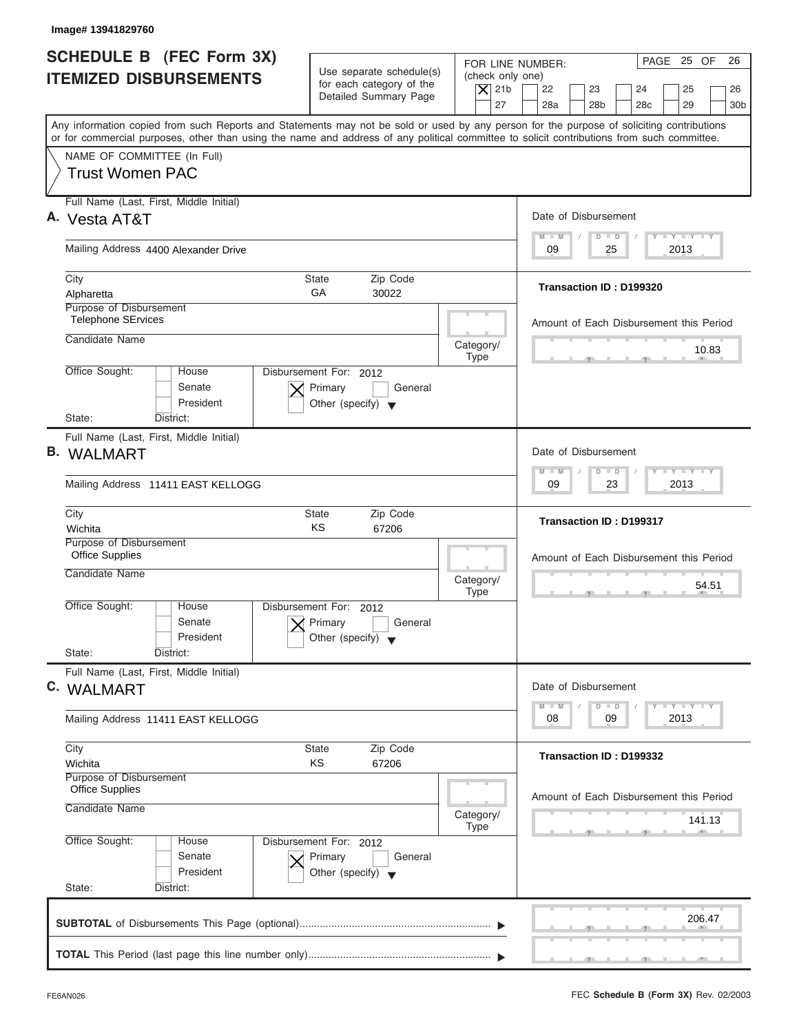Image# 13941829760

# SCHEDULE B (FEC Form 3X) ITEMIZED DISBURSEMENTS

Use separate schedule(s) for each category of the Detailed Summary Page

FOR LINE NUMBER: (check only one)

[X] 21b [ ] 22 [ ] 23 [ ] 24 [ ] 25 [ ] 26 [ ] 27 [ ] 28a [ ] 28b [ ] 28c [ ] 29 [ ] 30b

PAGE 25 OF 26

Any information copied from such Reports and Statements may not be sold or used by any person for the purpose of soliciting contributions or for commercial purposes, other than using the name and address of any political committee to solicit contributions from such committee.

NAME OF COMMITTEE (In Full)
Trust Women PAC

---

**A.** Full Name (Last, First, Middle Initial): Vesta AT&T

Mailing Address: 4400 Alexander Drive

City: Alpharetta | State: GA | Zip Code: 30022

Purpose of Disbursement: Telephone SErvices

Candidate Name:

Category/Type:

Office Sought: [ ] House [ ] Senate [ ] President

State: District:

Disbursement For: 2012 [X] Primary [ ] General [ ] Other (specify)

Date of Disbursement: 09 / 25 / 2013

Transaction ID : D199320

Amount of Each Disbursement this Period: 10.83

---

**B.** Full Name (Last, First, Middle Initial): WALMART

Mailing Address: 11411 EAST KELLOGG

City: Wichita | State: KS | Zip Code: 67206

Purpose of Disbursement: Office Supplies

Candidate Name:

Category/Type:

Office Sought: [ ] House [ ] Senate [ ] President

State: District:

Disbursement For: 2012 [X] Primary [ ] General [ ] Other (specify)

Date of Disbursement: 09 / 23 / 2013

Transaction ID : D199317

Amount of Each Disbursement this Period: 54.51

---

**C.** Full Name (Last, First, Middle Initial): WALMART

Mailing Address: 11411 EAST KELLOGG

City: Wichita | State: KS | Zip Code: 67206

Purpose of Disbursement: Office Supplies

Candidate Name:

Category/Type:

Office Sought: [ ] House [ ] Senate [ ] President

State: District:

Disbursement For: 2012 [X] Primary [ ] General [ ] Other (specify)

Date of Disbursement: 08 / 09 / 2013

Transaction ID : D199332

Amount of Each Disbursement this Period: 141.13

---

**SUBTOTAL** of Disbursements This Page (optional): 206.47

**TOTAL** This Period (last page this line number only):

FE6AN026

FEC **Schedule B (Form 3X)** Rev. 02/2003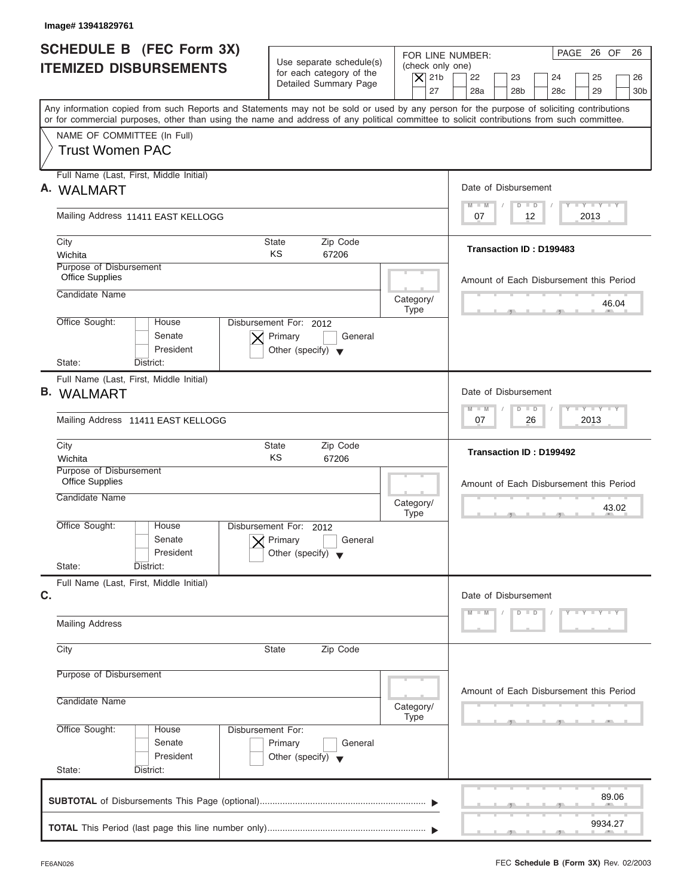Image# 13941829761

# SCHEDULE B (FEC Form 3X) ITEMIZED DISBURSEMENTS

Use separate schedule(s) for each category of the Detailed Summary Page

FOR LINE NUMBER: (check only one)
[X] 21b [ ] 22 [ ] 23 [ ] 24 [ ] 25 [ ] 26 [ ] 27 [ ] 28a [ ] 28b [ ] 28c [ ] 29 [ ] 30b

PAGE 26 OF 26

Any information copied from such Reports and Statements may not be sold or used by any person for the purpose of soliciting contributions or for commercial purposes, other than using the name and address of any political committee to solicit contributions from such committee.

NAME OF COMMITTEE (In Full)
Trust Women PAC

---

**A.** Full Name (Last, First, Middle Initial): WALMART

Mailing Address: 11411 EAST KELLOGG

City: Wichita | State: KS | Zip Code: 67206

Purpose of Disbursement: Office Supplies

Candidate Name:

Category/Type:

Office Sought: [ ] House [ ] Senate [ ] President

State: District:

Disbursement For: 2012 [X] Primary [ ] General [ ] Other (specify)

Date of Disbursement: 07 / 12 / 2013

Transaction ID : D199483

Amount of Each Disbursement this Period: 46.04

---

**B.** Full Name (Last, First, Middle Initial): WALMART

Mailing Address: 11411 EAST KELLOGG

City: Wichita | State: KS | Zip Code: 67206

Purpose of Disbursement: Office Supplies

Candidate Name:

Category/Type:

Office Sought: [ ] House [ ] Senate [ ] President

State: District:

Disbursement For: 2012 [X] Primary [ ] General [ ] Other (specify)

Date of Disbursement: 07 / 26 / 2013

Transaction ID : D199492

Amount of Each Disbursement this Period: 43.02

---

**C.** Full Name (Last, First, Middle Initial):

Mailing Address:

City: | State: | Zip Code:

Purpose of Disbursement:

Candidate Name:

Category/Type:

Office Sought: [ ] House [ ] Senate [ ] President

State: District:

Disbursement For: [ ] Primary [ ] General [ ] Other (specify)

Date of Disbursement: M M / D D / Y Y Y Y

Amount of Each Disbursement this Period:

---

**SUBTOTAL** of Disbursements This Page (optional): 89.06

**TOTAL** This Period (last page this line number only): 9934.27

FE6AN026

FEC **Schedule B (Form 3X)** Rev. 02/2003